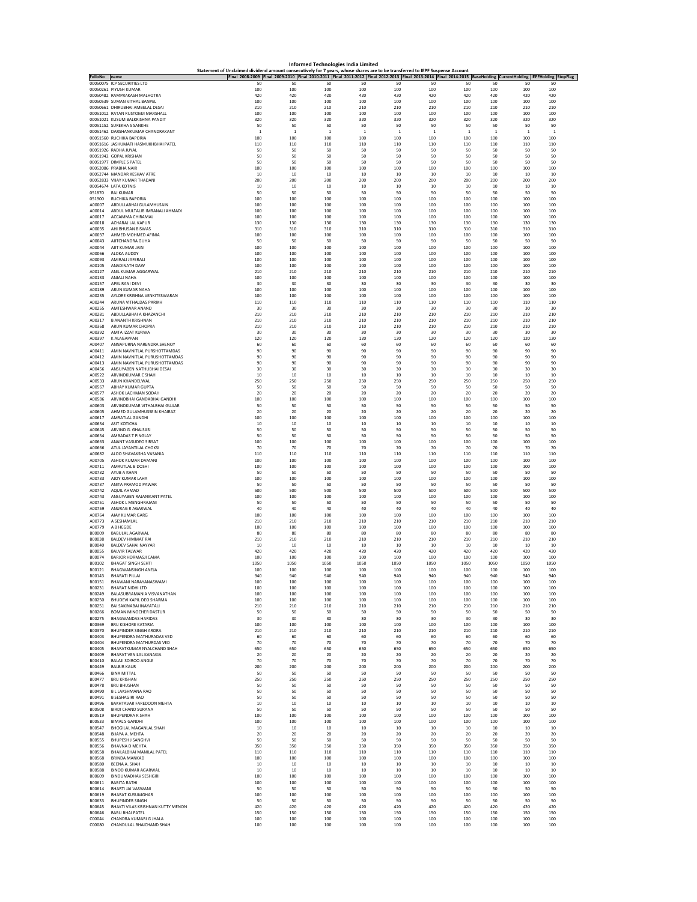# Informed Technologies India Limited

Statement of Unclaimed dividend amount consecutively for 7 years, whose shares are to be transferred to IEPF Suspense Account

| FolioNo | name | Final 2008-2009 | Final 2009-2010 | Final 2010-2011 | Final 2011-2012 | Final 2012-2013 | Final 2013-2014 | Final 2014-2015 | BaseHolding | CurrentHolding | IEPFHolding | StopFlag |
|---|---|---|---|---|---|---|---|---|---|---|---|---|
| 00050075 | ICP SECURITIES LTD | 50 | 50 | 50 | 50 | 50 | 50 | 50 | 50 | 50 | 50 | |
| 00050261 | PIYUSH KUMAR | 100 | 100 | 100 | 100 | 100 | 100 | 100 | 100 | 100 | 100 | |
| 00050482 | RAMPRAKASH MALHOTRA | 420 | 420 | 420 | 420 | 420 | 420 | 420 | 420 | 420 | 420 | |
| 00050539 | SUMAN VITHAL BANPEL | 100 | 100 | 100 | 100 | 100 | 100 | 100 | 100 | 100 | 100 | |
| 00050661 | DHIRUBHAI AMBELAL DESAI | 210 | 210 | 210 | 210 | 210 | 210 | 210 | 210 | 210 | 210 | |
| 00051012 | RATAN RUSTOMJI MARSHALL | 100 | 100 | 100 | 100 | 100 | 100 | 100 | 100 | 100 | 100 | |
| 00051021 | KUSUM BALKRISHNA PANDIT | 320 | 320 | 320 | 320 | 320 | 320 | 320 | 320 | 320 | 320 | |
| 00051152 | SUREKHA S SANKHE | 50 | 50 | 50 | 50 | 50 | 50 | 50 | 50 | 50 | 50 | |
| 00051462 | DARSHANKUMAR CHANDRAKANT | 1 | 1 | 1 | 1 | 1 | 1 | 1 | 1 | 1 | 1 | |
| 00051560 | RUCHIKA BAPORIA | 100 | 100 | 100 | 100 | 100 | 100 | 100 | 100 | 100 | 100 | |
| 00051616 | JASHUMATI HASMUKHBHAI PATEL | 110 | 110 | 110 | 110 | 110 | 110 | 110 | 110 | 110 | 110 | |
| 00051926 | RADHA JUYAL | 50 | 50 | 50 | 50 | 50 | 50 | 50 | 50 | 50 | 50 | |
| 00051942 | GOPAL KRISHAN | 50 | 50 | 50 | 50 | 50 | 50 | 50 | 50 | 50 | 50 | |
| 00051977 | DIMPLE S PATEL | 50 | 50 | 50 | 50 | 50 | 50 | 50 | 50 | 50 | 50 | |
| 00052086 | PRABHA NAIR | 100 | 100 | 100 | 100 | 100 | 100 | 100 | 100 | 100 | 100 | |
| 00052744 | MANDAR KESHAV ATRE | 10 | 10 | 10 | 10 | 10 | 10 | 10 | 10 | 10 | 10 | |
| 00052833 | VIJAY KUMAR THADANI | 200 | 200 | 200 | 200 | 200 | 200 | 200 | 200 | 200 | 200 | |
| 00054674 | LATA KOTNIS | 10 | 10 | 10 | 10 | 10 | 10 | 10 | 10 | 10 | 10 | |
| 051870 | RAJ KUMAR | 50 | 50 | 50 | 50 | 50 | 50 | 50 | 50 | 50 | 50 | |
| 051900 | RUCHIKA BAPORIA | 100 | 100 | 100 | 100 | 100 | 100 | 100 | 100 | 100 | 100 | |
| A00007 | ABDULLABHAI GULAMHUSAIN | 100 | 100 | 100 | 100 | 100 | 100 | 100 | 100 | 100 | 100 | |
| A00014 | ABDUL MULTALIB IMRANALI AHMADI | 100 | 100 | 100 | 100 | 100 | 100 | 100 | 100 | 100 | 100 | |
| A00017 | ACCAMMA CHIRAMAL | 100 | 100 | 100 | 100 | 100 | 100 | 100 | 100 | 100 | 100 | |
| A00018 | ACHARAJ LAL KAPUR | 130 | 130 | 130 | 130 | 130 | 130 | 130 | 130 | 130 | 130 | |
| A00035 | AHI BHUSAN BISWAS | 310 | 310 | 310 | 310 | 310 | 310 | 310 | 310 | 310 | 310 | |
| A00037 | AHMED MOHMED AFINIA | 100 | 100 | 100 | 100 | 100 | 100 | 100 | 100 | 100 | 100 | |
| A00043 | AJITCHANDRA GUHA | 50 | 50 | 50 | 50 | 50 | 50 | 50 | 50 | 50 | 50 | |
| A00044 | AJIT KUMAR JAIN | 100 | 100 | 100 | 100 | 100 | 100 | 100 | 100 | 100 | 100 | |
| A00066 | ALOKA AUDDY | 100 | 100 | 100 | 100 | 100 | 100 | 100 | 100 | 100 | 100 | |
| A00093 | AMIRALI JAFERALI | 100 | 100 | 100 | 100 | 100 | 100 | 100 | 100 | 100 | 100 | |
| A00105 | ANADINATH DAW | 100 | 100 | 100 | 100 | 100 | 100 | 100 | 100 | 100 | 100 | |
| A00127 | ANIL KUMAR AGGARWAL | 210 | 210 | 210 | 210 | 210 | 210 | 210 | 210 | 210 | 210 | |
| A00133 | ANJALI NAHA | 100 | 100 | 100 | 100 | 100 | 100 | 100 | 100 | 100 | 100 | |
| A00157 | APEL RANI DEVI | 30 | 30 | 30 | 30 | 30 | 30 | 30 | 30 | 30 | 30 | |
| A00189 | ARUN KUMAR NAHA | 100 | 100 | 100 | 100 | 100 | 100 | 100 | 100 | 100 | 100 | |
| A00235 | AYLORE KRISHNA VENKITESWARAN | 100 | 100 | 100 | 100 | 100 | 100 | 100 | 100 | 100 | 100 | |
| A00244 | ARUNA VITHALDAS PARIKH | 110 | 110 | 110 | 110 | 110 | 110 | 110 | 110 | 110 | 110 | |
| A00255 | AMTESHWAR ANAND | 30 | 30 | 30 | 30 | 30 | 30 | 30 | 30 | 30 | 30 | |
| A00281 | ABDULLABHAI A KHAZANCHI | 210 | 210 | 210 | 210 | 210 | 210 | 210 | 210 | 210 | 210 | |
| A00317 | B ANANTH KRISHNAN | 210 | 210 | 210 | 210 | 210 | 210 | 210 | 210 | 210 | 210 | |
| A00368 | ARUN KUMAR CHOPRA | 210 | 210 | 210 | 210 | 210 | 210 | 210 | 210 | 210 | 210 | |
| A00392 | AMTA IZZAT KURWA | 30 | 30 | 30 | 30 | 30 | 30 | 30 | 30 | 30 | 30 | |
| A00397 | K ALAGAPPAN | 120 | 120 | 120 | 120 | 120 | 120 | 120 | 120 | 120 | 120 | |
| A00407 | ANNAPURNA NARENDRA SHENOY | 60 | 60 | 60 | 60 | 60 | 60 | 60 | 60 | 60 | 60 | |
| A00411 | AMIN NAVNITLAL PURSHOTTAMDAS | 90 | 90 | 90 | 90 | 90 | 90 | 90 | 90 | 90 | 90 | |
| A00412 | AMIN NAVNITLAL PURUSHOTTAMDAS | 90 | 90 | 90 | 90 | 90 | 90 | 90 | 90 | 90 | 90 | |
| A00413 | AMIN NAVNITLAL PURUSHOTTAMDAS | 90 | 90 | 90 | 90 | 90 | 90 | 90 | 90 | 90 | 90 | |
| A00456 | ANSUYABEN NATHUBHAI DESAI | 30 | 30 | 30 | 30 | 30 | 30 | 30 | 30 | 30 | 30 | |
| A00522 | ARVINDKUMAR C SHAH | 10 | 10 | 10 | 10 | 10 | 10 | 10 | 10 | 10 | 10 | |
| A00533 | ARUN KHANDELWAL | 250 | 250 | 250 | 250 | 250 | 250 | 250 | 250 | 250 | 250 | |
| A00567 | ABHAY KUMAR GUPTA | 50 | 50 | 50 | 50 | 50 | 50 | 50 | 50 | 50 | 50 | |
| A00577 | ASHOK LACHMAN SODAH | 20 | 20 | 20 | 20 | 20 | 20 | 20 | 20 | 20 | 20 | |
| A00586 | ARVINDBHAI GANDABHAI GANDHI | 100 | 100 | 100 | 100 | 100 | 100 | 100 | 100 | 100 | 100 | |
| A00603 | ARVINDKUMAR VITHALBHAI GUJJAR | 50 | 50 | 50 | 50 | 50 | 50 | 50 | 50 | 50 | 50 | |
| A00605 | AHMED GULAMHUSSEIN KHAIRAZ | 20 | 20 | 20 | 20 | 20 | 20 | 20 | 20 | 20 | 20 | |
| A00617 | AMRATLAL GANDHI | 100 | 100 | 100 | 100 | 100 | 100 | 100 | 100 | 100 | 100 | |
| A00634 | ASIT KOTICHA | 10 | 10 | 10 | 10 | 10 | 10 | 10 | 10 | 10 | 10 | |
| A00645 | ARVIND G. GHALSASI | 50 | 50 | 50 | 50 | 50 | 50 | 50 | 50 | 50 | 50 | |
| A00654 | AMBADAS T PINGLAY | 50 | 50 | 50 | 50 | 50 | 50 | 50 | 50 | 50 | 50 | |
| A00663 | ANANT VASUDEO SIRSAT | 100 | 100 | 100 | 100 | 100 | 100 | 100 | 100 | 100 | 100 | |
| A00666 | ATUL JAYANTILAL CHOKSI | 70 | 70 | 70 | 70 | 70 | 70 | 70 | 70 | 70 | 70 | |
| A00682 | ALOO SHAVAKSHA VASANIA | 110 | 110 | 110 | 110 | 110 | 110 | 110 | 110 | 110 | 110 | |
| A00705 | ASHOK KUMAR DAMANI | 100 | 100 | 100 | 100 | 100 | 100 | 100 | 100 | 100 | 100 | |
| A00711 | AMRUTLAL B DOSHI | 100 | 100 | 100 | 100 | 100 | 100 | 100 | 100 | 100 | 100 | |
| A00732 | AYUB A KHAN | 50 | 50 | 50 | 50 | 50 | 50 | 50 | 50 | 50 | 50 | |
| A00733 | AJOY KUMAR LAHA | 100 | 100 | 100 | 100 | 100 | 100 | 100 | 100 | 100 | 100 | |
| A00737 | ANITA PRAMOD PAWAR | 50 | 50 | 50 | 50 | 50 | 50 | 50 | 50 | 50 | 50 | |
| A00742 | AQUIL AHMAD | 500 | 500 | 500 | 500 | 500 | 500 | 500 | 500 | 500 | 500 | |
| A00743 | ANSUYABEN RAJANIKANT PATEL | 100 | 100 | 100 | 100 | 100 | 100 | 100 | 100 | 100 | 100 | |
| A00751 | ASHOK L MENGHRAJANI | 50 | 50 | 50 | 50 | 50 | 50 | 50 | 50 | 50 | 50 | |
| A00759 | ANURAG R AGARWAL | 40 | 40 | 40 | 40 | 40 | 40 | 40 | 40 | 40 | 40 | |
| A00764 | AJAY KUMAR GARG | 100 | 100 | 100 | 100 | 100 | 100 | 100 | 100 | 100 | 100 | |
| A00773 | A SESHAMLAL | 210 | 210 | 210 | 210 | 210 | 210 | 210 | 210 | 210 | 210 | |
| A00779 | A B HEGDE | 100 | 100 | 100 | 100 | 100 | 100 | 100 | 100 | 100 | 100 | |
| B00009 | BABULAL AGARWAL | 80 | 80 | 80 | 80 | 80 | 80 | 80 | 80 | 80 | 80 | |
| B00038 | BALDEV HIMMAT RAI | 210 | 210 | 210 | 210 | 210 | 210 | 210 | 210 | 210 | 210 | |
| B00040 | BALDEV SAHAI NAYYAR | 10 | 10 | 10 | 10 | 10 | 10 | 10 | 10 | 10 | 10 | |
| B00055 | BALVIR TALWAR | 420 | 420 | 420 | 420 | 420 | 420 | 420 | 420 | 420 | 420 | |
| B00074 | BARJOR HORMASJI CAMA | 100 | 100 | 100 | 100 | 100 | 100 | 100 | 100 | 100 | 100 | |
| B00102 | BHAGAT SINGH SEHTI | 1050 | 1050 | 1050 | 1050 | 1050 | 1050 | 1050 | 1050 | 1050 | 1050 | |
| B00121 | BHAGWANSINGH ANEJA | 100 | 100 | 100 | 100 | 100 | 100 | 100 | 100 | 100 | 100 | |
| B00143 | BHARATI PILLAI | 940 | 940 | 940 | 940 | 940 | 940 | 940 | 940 | 940 | 940 | |
| B00151 | BHAWANI NARAYANASWAMI | 100 | 100 | 100 | 100 | 100 | 100 | 100 | 100 | 100 | 100 | |
| B00231 | BHARAT NIDHI LTD | 100 | 100 | 100 | 100 | 100 | 100 | 100 | 100 | 100 | 100 | |
| B00249 | BALASUBRAMANIA VISVANATHAN | 100 | 100 | 100 | 100 | 100 | 100 | 100 | 100 | 100 | 100 | |
| B00250 | BHUDEVI KAPIL DEO SHARMA | 100 | 100 | 100 | 100 | 100 | 100 | 100 | 100 | 100 | 100 | |
| B00251 | BAI SAKINABAI INAYATALI | 210 | 210 | 210 | 210 | 210 | 210 | 210 | 210 | 210 | 210 | |
| B00266 | BOMAN MINOCHER DASTUR | 50 | 50 | 50 | 50 | 50 | 50 | 50 | 50 | 50 | 50 | |
| B00275 | BHAGWANDAS HARIDAS | 30 | 30 | 30 | 30 | 30 | 30 | 30 | 30 | 30 | 30 | |
| B00369 | BRIJ KISHORE KATARIA | 100 | 100 | 100 | 100 | 100 | 100 | 100 | 100 | 100 | 100 | |
| B00370 | BHUPINDER SINGH ARORA | 210 | 210 | 210 | 210 | 210 | 210 | 210 | 210 | 210 | 210 | |
| B00403 | BHUPENDRA MATHURADAS VED | 60 | 60 | 60 | 60 | 60 | 60 | 60 | 60 | 60 | 60 | |
| B00404 | BHUPENDRA MATHURDAS VED | 70 | 70 | 70 | 70 | 70 | 70 | 70 | 70 | 70 | 70 | |
| B00405 | BHARATKUMAR NYALCHAND SHAH | 650 | 650 | 650 | 650 | 650 | 650 | 650 | 650 | 650 | 650 | |
| B00409 | BHARAT VENILAL KANAKIA | 20 | 20 | 20 | 20 | 20 | 20 | 20 | 20 | 20 | 20 | |
| B00410 | BALAJI SOIROO ANGLE | 70 | 70 | 70 | 70 | 70 | 70 | 70 | 70 | 70 | 70 | |
| B00449 | BALBIR KAUR | 200 | 200 | 200 | 200 | 200 | 200 | 200 | 200 | 200 | 200 | |
| B00466 | BINA MITTAL | 50 | 50 | 50 | 50 | 50 | 50 | 50 | 50 | 50 | 50 | |
| B00477 | BRIJ KRISHAN | 250 | 250 | 250 | 250 | 250 | 250 | 250 | 250 | 250 | 250 | |
| B00478 | BRIJ BHUSHAN | 50 | 50 | 50 | 50 | 50 | 50 | 50 | 50 | 50 | 50 | |
| B00490 | B L LAKSHMANA RAO | 50 | 50 | 50 | 50 | 50 | 50 | 50 | 50 | 50 | 50 | |
| B00491 | B SESHAGIRI RAO | 50 | 50 | 50 | 50 | 50 | 50 | 50 | 50 | 50 | 50 | |
| B00496 | BAKHTAVAR FAREDOON MEHTA | 10 | 10 | 10 | 10 | 10 | 10 | 10 | 10 | 10 | 10 | |
| B00508 | BIRDI CHAND SURANA | 50 | 50 | 50 | 50 | 50 | 50 | 50 | 50 | 50 | 50 | |
| B00519 | BHUPENDRA R SHAH | 100 | 100 | 100 | 100 | 100 | 100 | 100 | 100 | 100 | 100 | |
| B00533 | BIMAL S GANDHI | 100 | 100 | 100 | 100 | 100 | 100 | 100 | 100 | 100 | 100 | |
| B00547 | BHOGILAL MAGANLAL SHAH | 10 | 10 | 10 | 10 | 10 | 10 | 10 | 10 | 10 | 10 | |
| B00548 | BIJAYA A. MEHTA | 20 | 20 | 20 | 20 | 20 | 20 | 20 | 20 | 20 | 20 | |
| B00555 | BHUPESH J SANGHVI | 50 | 50 | 50 | 50 | 50 | 50 | 50 | 50 | 50 | 50 | |
| B00556 | BHAVNA D MEHTA | 350 | 350 | 350 | 350 | 350 | 350 | 350 | 350 | 350 | 350 | |
| B00558 | BHAILALBHAI MANILAL PATEL | 110 | 110 | 110 | 110 | 110 | 110 | 110 | 110 | 110 | 110 | |
| B00568 | BRINDA MANKAD | 100 | 100 | 100 | 100 | 100 | 100 | 100 | 100 | 100 | 100 | |
| B00580 | BEENA A. SHAH | 10 | 10 | 10 | 10 | 10 | 10 | 10 | 10 | 10 | 10 | |
| B00588 | BINOD KUMAR AGARWAL | 10 | 10 | 10 | 10 | 10 | 10 | 10 | 10 | 10 | 10 | |
| B00609 | BINDUMADHAV SESHGIRI | 100 | 100 | 100 | 100 | 100 | 100 | 100 | 100 | 100 | 100 | |
| B00611 | BABITA RATHI | 100 | 100 | 100 | 100 | 100 | 100 | 100 | 100 | 100 | 100 | |
| B00614 | BHARTI JAI VASWANI | 50 | 50 | 50 | 50 | 50 | 50 | 50 | 50 | 50 | 50 | |
| B00619 | BHARAT KUSUMGHAR | 100 | 100 | 100 | 100 | 100 | 100 | 100 | 100 | 100 | 100 | |
| B00633 | BHUPINDER SINGH | 50 | 50 | 50 | 50 | 50 | 50 | 50 | 50 | 50 | 50 | |
| B00645 | BHAKTI VILAS KRISHNAN KUTTY MENON | 420 | 420 | 420 | 420 | 420 | 420 | 420 | 420 | 420 | 420 | |
| B00646 | BABU BHAI PATEL | 150 | 150 | 150 | 150 | 150 | 150 | 150 | 150 | 150 | 150 | |
| C00044 | CHANDRA KUMARI G JHALA | 100 | 100 | 100 | 100 | 100 | 100 | 100 | 100 | 100 | 100 | |
| C00080 | CHANDULAL BHAICHAND SHAH | 100 | 100 | 100 | 100 | 100 | 100 | 100 | 100 | 100 | 100 | |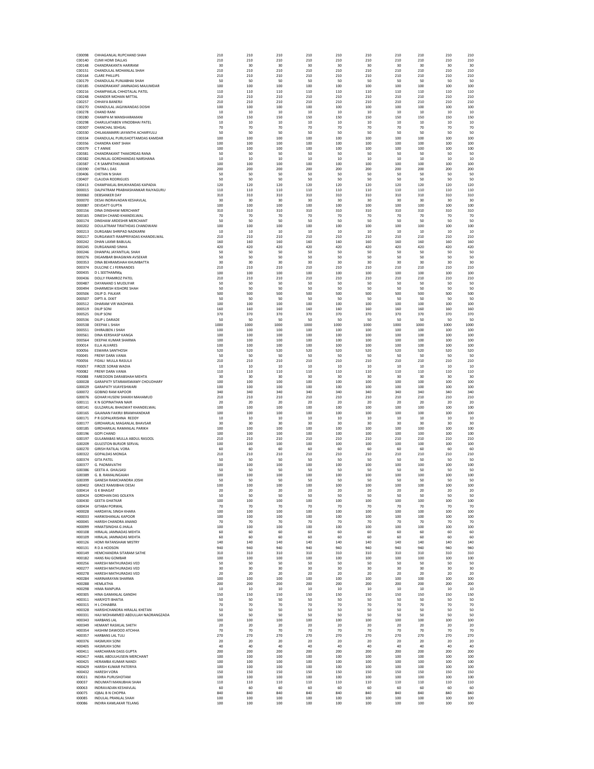| | | | | | | | | | | | |
|---|---|---|---|---|---|---|---|---|---|---|---|
| C00098 | CHHAGANLAL RUPCHAND SHAH | 210 | 210 | 210 | 210 | 210 | 210 | 210 | 210 | 210 | 210 |
| C00140 | CUMI HOMI DALLAS | 210 | 210 | 210 | 210 | 210 | 210 | 210 | 210 | 210 | 210 |
| C00148 | CHANDRAKANTA HARIRAM | 30 | 30 | 30 | 30 | 30 | 30 | 30 | 30 | 30 | 30 |
| C00151 | CHANDULAL MOHANLAL SHAH | 210 | 210 | 210 | 210 | 210 | 210 | 210 | 210 | 210 | 210 |
| C00164 | CLARE PHILLIPS | 210 | 210 | 210 | 210 | 210 | 210 | 210 | 210 | 210 | 210 |
| C00179 | CHANDULAL PUNJABHAI SHAH | 50 | 50 | 50 | 50 | 50 | 50 | 50 | 50 | 50 | 50 |
| C00185 | CHANDRAKANT JAMNADAS MAJUMDAR | 100 | 100 | 100 | 100 | 100 | 100 | 100 | 100 | 100 | 100 |
| C00216 | CHAMPAKLAL CHHOTALAL PATEL | 110 | 110 | 110 | 110 | 110 | 110 | 110 | 110 | 110 | 110 |
| C00248 | CHANDER MOHAN MITTAL | 210 | 210 | 210 | 210 | 210 | 210 | 210 | 210 | 210 | 210 |
| C00257 | CHHAYA BANERJI | 210 | 210 | 210 | 210 | 210 | 210 | 210 | 210 | 210 | 210 |
| C00270 | CHANDULAL JAGJIWANDAS DOSHI | 100 | 100 | 100 | 100 | 100 | 100 | 100 | 100 | 100 | 100 |
| C00278 | CHAND RANI | 10 | 10 | 10 | 10 | 10 | 10 | 10 | 10 | 10 | 10 |
| C00280 | CHAMPA M MANSHARAMANI | 150 | 150 | 150 | 150 | 150 | 150 | 150 | 150 | 150 | 150 |
| C00298 | CHARULATABEN VINODBHAI PATEL | 10 | 10 | 10 | 10 | 10 | 10 | 10 | 10 | 10 | 10 |
| C00307 | CHANCHAL SEHGAL | 70 | 70 | 70 | 70 | 70 | 70 | 70 | 70 | 70 | 70 |
| C00330 | CHILAKAMARRI JAYANTHI ACHARYULU | 50 | 50 | 50 | 50 | 50 | 50 | 50 | 50 | 50 | 50 |
| C00334 | CHANDULAL PURUSHOTTAMDAS KAMDAR | 100 | 100 | 100 | 100 | 100 | 100 | 100 | 100 | 100 | 100 |
| C00356 | CHANDRA KANT SHAH | 100 | 100 | 100 | 100 | 100 | 100 | 100 | 100 | 100 | 100 |
| C00379 | C T ANNIE | 100 | 100 | 100 | 100 | 100 | 100 | 100 | 100 | 100 | 100 |
| C00381 | CHANDRAKANT THAKORDAS RANA | 50 | 50 | 50 | 50 | 50 | 50 | 50 | 50 | 50 | 50 |
| C00382 | CHUNILAL GORDHANDAS NARSHANA | 10 | 10 | 10 | 10 | 10 | 10 | 10 | 10 | 10 | 10 |
| C00387 | C R SAMPATHKUMAR | 100 | 100 | 100 | 100 | 100 | 100 | 100 | 100 | 100 | 100 |
| C00390 | CHITRA L DAS | 200 | 200 | 200 | 200 | 200 | 200 | 200 | 200 | 200 | 200 |
| C00406 | CHETAN N SHAH | 50 | 50 | 50 | 50 | 50 | 50 | 50 | 50 | 50 | 50 |
| C00407 | CLAUDIA RODRIGUES | 50 | 50 | 50 | 50 | 50 | 50 | 50 | 50 | 50 | 50 |
| C00413 | CHAMPAKLAL BHUKHANDAS KAPADIA | 120 | 120 | 120 | 120 | 120 | 120 | 120 | 120 | 120 | 120 |
| D00015 | DALPATRAM PRABHASHANKAR RAJYAGURU | 110 | 110 | 110 | 110 | 110 | 110 | 110 | 110 | 110 | 110 |
| D00060 | DEBSANKER DAY | 310 | 310 | 310 | 310 | 310 | 310 | 310 | 310 | 310 | 310 |
| D00070 | DESAI INDRAVADAN KESHAVLAL | 30 | 30 | 30 | 30 | 30 | 30 | 30 | 30 | 30 | 30 |
| D00087 | DEVDATT GUPTA | 100 | 100 | 100 | 100 | 100 | 100 | 100 | 100 | 100 | 100 |
| D00156 | DINA DINSHAW MERCHANT | 310 | 310 | 310 | 310 | 310 | 310 | 310 | 310 | 310 | 310 |
| D00165 | DINESH CHAND KHANDELWAL | 70 | 70 | 70 | 70 | 70 | 70 | 70 | 70 | 70 | 70 |
| D00174 | DINSHAW ARDESHIR MERCHANT | 50 | 50 | 50 | 50 | 50 | 50 | 50 | 50 | 50 | 50 |
| D00202 | DOULATRAM TIRATHDAS CHANDWANI | 100 | 100 | 100 | 100 | 100 | 100 | 100 | 100 | 100 | 100 |
| D00213 | DURGABAI SHRIPAD NADKARNI | 10 | 10 | 10 | 10 | 10 | 10 | 10 | 10 | 10 | 10 |
| D00217 | DURGAWATI RAMPRIYADAS KHANDELWAL | 210 | 210 | 210 | 210 | 210 | 210 | 210 | 210 | 210 | 210 |
| D00242 | DHAN LAXMI BABULAL | 160 | 160 | 160 | 160 | 160 | 160 | 160 | 160 | 160 | 160 |
| D00245 | DURGANAND SINHA | 420 | 420 | 420 | 420 | 420 | 420 | 420 | 420 | 420 | 420 |
| D00246 | DHANPAL JAYANTILAL SHAH | 50 | 50 | 50 | 50 | 50 | 50 | 50 | 50 | 50 | 50 |
| D00276 | DIGAMBAR BHAGWAN AVSEKAR | 50 | 50 | 50 | 50 | 50 | 50 | 50 | 50 | 50 | 50 |
| D00353 | DINA BEHRAMSHAH KHUMBATTA | 30 | 30 | 30 | 30 | 30 | 30 | 30 | 30 | 30 | 30 |
| D00374 | DULCINE C J FERNANDES | 210 | 210 | 210 | 210 | 210 | 210 | 210 | 210 | 210 | 210 |
| D00435 | D L SEETHAMMA | 100 | 100 | 100 | 100 | 100 | 100 | 100 | 100 | 100 | 100 |
| D00436 | DOLLY FRAMROZ PATEL | 210 | 210 | 210 | 210 | 210 | 210 | 210 | 210 | 210 | 210 |
| D00487 | DAYANAND S MUDLIYAR | 50 | 50 | 50 | 50 | 50 | 50 | 50 | 50 | 50 | 50 |
| D00494 | DHARMESH KISHORE SHAH | 50 | 50 | 50 | 50 | 50 | 50 | 50 | 50 | 50 | 50 |
| D00506 | DILIP D. PALKAR | 500 | 500 | 500 | 500 | 500 | 500 | 500 | 500 | 500 | 500 |
| D00507 | DIPTI A. DIXIT | 50 | 50 | 50 | 50 | 50 | 50 | 50 | 50 | 50 | 50 |
| D00512 | DHARAM VIR WADHWA | 100 | 100 | 100 | 100 | 100 | 100 | 100 | 100 | 100 | 100 |
| D00519 | DILIP SONI | 160 | 160 | 160 | 160 | 160 | 160 | 160 | 160 | 160 | 160 |
| D00525 | DILIP SONI | 370 | 370 | 370 | 370 | 370 | 370 | 370 | 370 | 370 | 370 |
| D00536 | DILIP L DARADE | 50 | 50 | 50 | 50 | 50 | 50 | 50 | 50 | 50 | 50 |
| D00538 | DEEPAK L SHAH | 1000 | 1000 | 1000 | 1000 | 1000 | 1000 | 1000 | 1000 | 1000 | 1000 |
| D00551 | DHIRAJBEN J SHAH | 100 | 100 | 100 | 100 | 100 | 100 | 100 | 100 | 100 | 100 |
| D00561 | DINA KERSHASP KANGA | 100 | 100 | 100 | 100 | 100 | 100 | 100 | 100 | 100 | 100 |
| D00564 | DEEPAK KUMAR SHARMA | 100 | 100 | 100 | 100 | 100 | 100 | 100 | 100 | 100 | 100 |
| E00014 | ELLA ALVARES | 100 | 100 | 100 | 100 | 100 | 100 | 100 | 100 | 100 | 100 |
| E00056 | ESWARA SANTHOSH | 520 | 520 | 520 | 520 | 520 | 520 | 520 | 520 | 520 | 520 |
| F00045 | FRENY DARA VANIA | 50 | 50 | 50 | 50 | 50 | 50 | 50 | 50 | 50 | 50 |
| F00056 | FIDALI MULLA RASULJI | 210 | 210 | 210 | 210 | 210 | 210 | 210 | 210 | 210 | 210 |
| F00057 | FIROZE SORAB WADIA | 10 | 10 | 10 | 10 | 10 | 10 | 10 | 10 | 10 | 10 |
| F00082 | FRENY DARA VANIA | 110 | 110 | 110 | 110 | 110 | 110 | 110 | 110 | 110 | 110 |
| F00088 | FAREDOON DARABSHAH MEHTA | 30 | 30 | 30 | 30 | 30 | 30 | 30 | 30 | 30 | 30 |
| G00028 | GARAPATY SITARAMSWAMY CHOUDHARY | 100 | 100 | 100 | 100 | 100 | 100 | 100 | 100 | 100 | 100 |
| G00029 | GARAPATY VIJAYESHWARI | 100 | 100 | 100 | 100 | 100 | 100 | 100 | 100 | 100 | 100 |
| G00072 | GOBIND RAM KAPOOR | 340 | 340 | 340 | 340 | 340 | 340 | 340 | 340 | 340 | 340 |
| G00076 | GOHAR HUSENI SHAIKH MAHAMUD | 210 | 210 | 210 | 210 | 210 | 210 | 210 | 210 | 210 | 210 |
| G00111 | K N GOPINATHAN NAIR | 20 | 20 | 20 | 20 | 20 | 20 | 20 | 20 | 20 | 20 |
| G00141 | GULZARILAL BHAGWAT KHANDELWAL | 100 | 100 | 100 | 100 | 100 | 100 | 100 | 100 | 100 | 100 |
| G00165 | GAJANAN FAKIRJI BRAMHANDKAR | 100 | 100 | 100 | 100 | 100 | 100 | 100 | 100 | 100 | 100 |
| G00171 | P R GOPALKRISHNA REDDY | 10 | 10 | 10 | 10 | 10 | 10 | 10 | 10 | 10 | 10 |
| G00177 | GIRDHARLAL MAGANLAL BHAVSAR | 30 | 30 | 30 | 30 | 30 | 30 | 30 | 30 | 30 | 30 |
| G00185 | GIRDHARILAL RAMANLAL PARIKH | 100 | 100 | 100 | 100 | 100 | 100 | 100 | 100 | 100 | 100 |
| G00196 | GOPI CHAND | 100 | 100 | 100 | 100 | 100 | 100 | 100 | 100 | 100 | 100 |
| G00197 | GULAMABAS MULLA ABDUL RASOOL | 210 | 210 | 210 | 210 | 210 | 210 | 210 | 210 | 210 | 210 |
| G00209 | GULESTON BURJOR SERVAL | 100 | 100 | 100 | 100 | 100 | 100 | 100 | 100 | 100 | 100 |
| G00270 | GIRISH RATILAL VORA | 60 | 60 | 60 | 60 | 60 | 60 | 60 | 60 | 60 | 60 |
| G00322 | GOPALDAS MONGA | 210 | 210 | 210 | 210 | 210 | 210 | 210 | 210 | 210 | 210 |
| G00374 | GITA PATEL | 50 | 50 | 50 | 50 | 50 | 50 | 50 | 50 | 50 | 50 |
| G00377 | G. PADMAVATHI | 100 | 100 | 100 | 100 | 100 | 100 | 100 | 100 | 100 | 100 |
| G00386 | GEETA A. GHALSASI | 50 | 50 | 50 | 50 | 50 | 50 | 50 | 50 | 50 | 50 |
| G00389 | G. B. RAMALINGAIAH | 100 | 100 | 100 | 100 | 100 | 100 | 100 | 100 | 100 | 100 |
| G00399 | GANESH RAMCHANDRA JOSHI | 50 | 50 | 50 | 50 | 50 | 50 | 50 | 50 | 50 | 50 |
| G00402 | GRACE RAMJIBHAI DESAI | 100 | 100 | 100 | 100 | 100 | 100 | 100 | 100 | 100 | 100 |
| G00414 | G K BHAGAT | 20 | 20 | 20 | 20 | 20 | 20 | 20 | 20 | 20 | 20 |
| G00424 | GORDHAN DAS GOLKIYA | 50 | 50 | 50 | 50 | 50 | 50 | 50 | 50 | 50 | 50 |
| G00430 | GEETA GHATKAR | 100 | 100 | 100 | 100 | 100 | 100 | 100 | 100 | 100 | 100 |
| G00434 | GITABAI PORWAL | 70 | 70 | 70 | 70 | 70 | 70 | 70 | 70 | 70 | 70 |
| H00028 | HARDAYAL SINGH KHARA | 100 | 100 | 100 | 100 | 100 | 100 | 100 | 100 | 100 | 100 |
| H00033 | HARIKISHANLAL KAPOOR | 100 | 100 | 100 | 100 | 100 | 100 | 100 | 100 | 100 | 100 |
| H00045 | HARISH CHANDRA ANAND | 70 | 70 | 70 | 70 | 70 | 70 | 70 | 70 | 70 | 70 |
| H00099 | HIMATSINGHA G JHALA | 100 | 100 | 100 | 100 | 100 | 100 | 100 | 100 | 100 | 100 |
| H00108 | HIRALAL JAMNADAS MEHTA | 60 | 60 | 60 | 60 | 60 | 60 | 60 | 60 | 60 | 60 |
| H00109 | HIRALAL JAMNADAS MEHTA | 60 | 60 | 60 | 60 | 60 | 60 | 60 | 60 | 60 | 60 |
| H00126 | HOMI RATANSHAW MISTRY | 140 | 140 | 140 | 140 | 140 | 140 | 140 | 140 | 140 | 140 |
| H00131 | R D A HODSON | 940 | 940 | 940 | 940 | 940 | 940 | 940 | 940 | 940 | 940 |
| H00149 | HEMCHANDRA SITARAM SATHE | 310 | 310 | 310 | 310 | 310 | 310 | 310 | 310 | 310 | 310 |
| H00182 | HANS RAJ GOMBAR | 100 | 100 | 100 | 100 | 100 | 100 | 100 | 100 | 100 | 100 |
| H00256 | HARESH MATHURADAS VED | 50 | 50 | 50 | 50 | 50 | 50 | 50 | 50 | 50 | 50 |
| H00277 | HARESH MATHURADAS VED | 30 | 30 | 30 | 30 | 30 | 30 | 30 | 30 | 30 | 30 |
| H00278 | HARESH MATHURADAS VED | 20 | 20 | 20 | 20 | 20 | 20 | 20 | 20 | 20 | 20 |
| H00284 | HARINARAYAN SHARMA | 100 | 100 | 100 | 100 | 100 | 100 | 100 | 100 | 100 | 100 |
| H00288 | HEMLATHA | 200 | 200 | 200 | 200 | 200 | 200 | 200 | 200 | 200 | 200 |
| H00298 | HIMA RANPURA | 10 | 10 | 10 | 10 | 10 | 10 | 10 | 10 | 10 | 10 |
| H00305 | HINA GAMANLAL GANDHI | 150 | 150 | 150 | 150 | 150 | 150 | 150 | 150 | 150 | 150 |
| H00311 | HARJYOTI BHATIA | 50 | 50 | 50 | 50 | 50 | 50 | 50 | 50 | 50 | 50 |
| H00315 | H L CHHABRA | 70 | 70 | 70 | 70 | 70 | 70 | 70 | 70 | 70 | 70 |
| H00328 | HARISHCHANDRA HIRALAL KHETAN | 50 | 50 | 50 | 50 | 50 | 50 | 50 | 50 | 50 | 50 |
| H00331 | HAJI MOHAMMED ABDULLAH NAORANGZADA | 50 | 50 | 50 | 50 | 50 | 50 | 50 | 50 | 50 | 50 |
| H00343 | HARBANS LAL | 100 | 100 | 100 | 100 | 100 | 100 | 100 | 100 | 100 | 100 |
| H00349 | HEMANT RASIKLAL SHETH | 20 | 20 | 20 | 20 | 20 | 20 | 20 | 20 | 20 | 20 |
| H00354 | HASHIM DAWOOD ATCHHA | 70 | 70 | 70 | 70 | 70 | 70 | 70 | 70 | 70 | 70 |
| H00357 | HARBANS LAL TULI | 270 | 270 | 270 | 270 | 270 | 270 | 270 | 270 | 270 | 270 |
| H00376 | HASMUKH SONI | 20 | 20 | 20 | 20 | 20 | 20 | 20 | 20 | 20 | 20 |
| H00405 | HASMUKH SONI | 40 | 40 | 40 | 40 | 40 | 40 | 40 | 40 | 40 | 40 |
| H00411 | HARCHARAN DASS GUPTA | 200 | 200 | 200 | 200 | 200 | 200 | 200 | 200 | 200 | 200 |
| H00417 | HABIL ABDULHUSEIN MERCHANT | 100 | 100 | 100 | 100 | 100 | 100 | 100 | 100 | 100 | 100 |
| H00425 | HERAMBA KUMAR NANDI | 100 | 100 | 100 | 100 | 100 | 100 | 100 | 100 | 100 | 100 |
| H00429 | HARISH KUMAR PATERIYA | 100 | 100 | 100 | 100 | 100 | 100 | 100 | 100 | 100 | 100 |
| H00432 | HARESH VORA | 150 | 150 | 150 | 150 | 150 | 150 | 150 | 150 | 150 | 150 |
| I00021 | INDIRA PURUSHOTAM | 100 | 100 | 100 | 100 | 100 | 100 | 100 | 100 | 100 | 100 |
| I00037 | INDUMATI MANUBHAI SHAH | 110 | 110 | 110 | 110 | 110 | 110 | 110 | 110 | 110 | 110 |
| I00063 | INDRAVADAN KESHAVLAL | 60 | 60 | 60 | 60 | 60 | 60 | 60 | 60 | 60 | 60 |
| I00075 | IQBAL B N CHOPRA | 840 | 840 | 840 | 840 | 840 | 840 | 840 | 840 | 840 | 840 |
| I00085 | INDULAL PRANLAL SHAH | 100 | 100 | 100 | 100 | 100 | 100 | 100 | 100 | 100 | 100 |
| I00086 | INDIRA KAMLAKAR TELANG | 100 | 100 | 100 | 100 | 100 | 100 | 100 | 100 | 100 | 100 |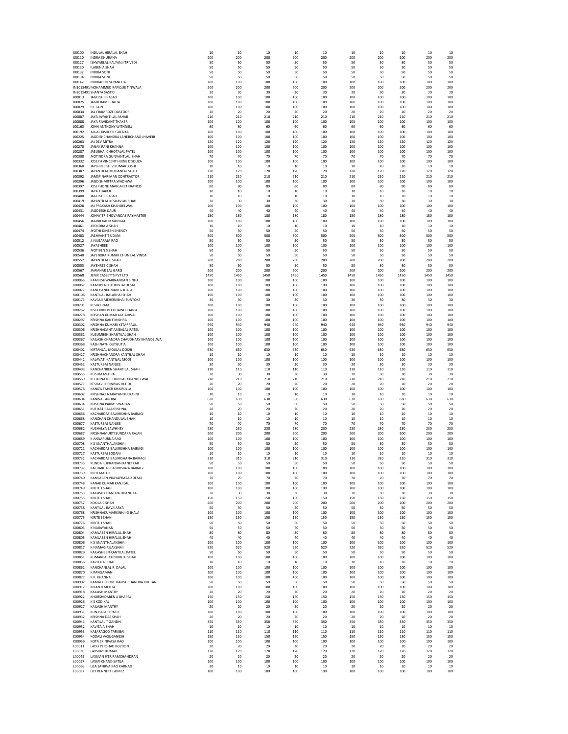| | | | | | | | | | | | |
|---|---|---|---|---|---|---|---|---|---|---|---|
| I00100 | INDULAL HIRALAL SHAH | 10 | 10 | 10 | 10 | 10 | 10 | 10 | 10 | 10 | 10 |
| I00110 | INDRA KHURANA | 200 | 200 | 200 | 200 | 200 | 200 | 200 | 200 | 200 | 200 |
| I00127 | ISHWARLAL KALYANJI TRIVEDI | 50 | 50 | 50 | 50 | 50 | 50 | 50 | 50 | 50 | 50 |
| I00130 | ILABEN A SHAH | 50 | 50 | 50 | 50 | 50 | 50 | 50 | 50 | 50 | 50 |
| I00132 | INDIRA SONI | 50 | 50 | 50 | 50 | 50 | 50 | 50 | 50 | 50 | 50 |
| I00134 | INDIRA SONI | 50 | 50 | 50 | 50 | 50 | 50 | 50 | 50 | 50 | 50 |
| I00142 | INDIRABEN M PANCHAL | 100 | 100 | 100 | 100 | 100 | 100 | 100 | 100 | 100 | 100 |
| IN3015491 | MOHAMMED RAFIQUE TINWALA | 200 | 200 | 200 | 200 | 200 | 200 | 200 | 200 | 200 | 200 |
| IN3015491 | SHANTA SASTRI | 30 | 30 | 30 | 30 | 30 | 30 | 30 | 30 | 30 | 30 |
| J00013 | JAGDISH PRASAD | 100 | 100 | 100 | 100 | 100 | 100 | 100 | 100 | 100 | 100 |
| J00025 | JAGRI RAM BHATIA | 100 | 100 | 100 | 100 | 100 | 100 | 100 | 100 | 100 | 100 |
| J00029 | R C JAIN | 100 | 100 | 100 | 100 | 100 | 100 | 100 | 100 | 100 | 100 |
| J00034 | JAL FRAMROZE DASTOOR | 20 | 20 | 20 | 20 | 20 | 20 | 20 | 20 | 20 | 20 |
| J00087 | JAYA JAYANTILAL ASHAR | 210 | 210 | 210 | 210 | 210 | 210 | 210 | 210 | 210 | 210 |
| J00088 | JAYA RAVIKANT THAKER | 100 | 100 | 100 | 100 | 100 | 100 | 100 | 100 | 100 | 100 |
| J00163 | JOHN ANTHONY WITNNELL | 60 | 60 | 60 | 60 | 60 | 60 | 60 | 60 | 60 | 60 |
| J00192 | JUGAL KISHORE GOENKA | 100 | 100 | 100 | 100 | 100 | 100 | 100 | 100 | 100 | 100 |
| J00225 | JAGDISHCHANDRA LAHERCHAND JHAVERI | 100 | 100 | 100 | 100 | 100 | 100 | 100 | 100 | 100 | 100 |
| J00263 | JAI DEV MITRA | 120 | 120 | 120 | 120 | 120 | 120 | 120 | 120 | 120 | 120 |
| J00270 | JANAK RANI KHANNA | 100 | 100 | 100 | 100 | 100 | 100 | 100 | 100 | 100 | 100 |
| J00287 | JASUBHAI CHHOTALAL PATEL | 100 | 100 | 100 | 100 | 100 | 100 | 100 | 100 | 100 | 100 |
| J00308 | JYOTINDRA GUNVANTLAL SHAH | 70 | 70 | 70 | 70 | 70 | 70 | 70 | 70 | 70 | 70 |
| J00332 | JOSEPH VINCENT HIJINE D'SOUZA | 100 | 100 | 100 | 100 | 100 | 100 | 100 | 100 | 100 | 100 |
| J00360 | JAYSHREE SHIV KUMAR JOSHI | 10 | 10 | 10 | 10 | 10 | 10 | 10 | 10 | 10 | 10 |
| J00387 | JAYANTILAL MOHANLAL SHAH | 120 | 120 | 120 | 120 | 120 | 120 | 120 | 120 | 120 | 120 |
| J00392 | JAMSP NARIMAN CONTRACTOR | 210 | 210 | 210 | 210 | 210 | 210 | 210 | 210 | 210 | 210 |
| J00396 | JAGDISHMITTRA WADHWA | 100 | 100 | 100 | 100 | 100 | 100 | 100 | 100 | 100 | 100 |
| J00397 | JOSEPHONE MARGARET FRANCIS | 80 | 80 | 80 | 80 | 80 | 80 | 80 | 80 | 80 | 80 |
| J00399 | JAYA THAKER | 10 | 10 | 10 | 10 | 10 | 10 | 10 | 10 | 10 | 10 |
| J00400 | JAGDISH PRASAD | 10 | 10 | 10 | 10 | 10 | 10 | 10 | 10 | 10 | 10 |
| J00419 | JAYANTILAL KESHAVLAL SHAH | 30 | 30 | 30 | 30 | 30 | 30 | 30 | 30 | 30 | 30 |
| J00428 | JAI PRAKASH KHANDELWAL | 100 | 100 | 100 | 100 | 100 | 100 | 100 | 100 | 100 | 100 |
| J00431 | JAGDEESH KAUR | 40 | 40 | 40 | 40 | 40 | 40 | 40 | 40 | 40 | 40 |
| J00444 | JOHNY TRIBHOVANDAS PAYMASTER | 180 | 180 | 180 | 180 | 180 | 180 | 180 | 180 | 180 | 180 |
| J00456 | JAGBIR KAUR MONGIA | 100 | 100 | 100 | 100 | 100 | 100 | 100 | 100 | 100 | 100 |
| J00461 | JITENDRA A SHAH | 10 | 10 | 10 | 10 | 10 | 10 | 10 | 10 | 10 | 10 |
| J00474 | JYOTHI DINESH SHENOY | 50 | 50 | 50 | 50 | 50 | 50 | 50 | 50 | 50 | 50 |
| J00483 | JASHVANT T UDANI | 500 | 500 | 500 | 500 | 500 | 500 | 500 | 500 | 500 | 500 |
| J00512 | J. NAGARAJA RAO | 50 | 50 | 50 | 50 | 50 | 50 | 50 | 50 | 50 | 50 |
| J00527 | JAYASHREE | 100 | 100 | 100 | 100 | 100 | 100 | 100 | 100 | 100 | 100 |
| J00536 | JYOTIBEN S SHAH | 50 | 50 | 50 | 50 | 50 | 50 | 50 | 50 | 50 | 50 |
| J00540 | JAYENDRA KUMAR CHUNILAL VINDA | 50 | 50 | 50 | 50 | 50 | 50 | 50 | 50 | 50 | 50 |
| J00552 | JAYANTILAL C SHAH | 200 | 200 | 200 | 200 | 200 | 200 | 200 | 200 | 200 | 200 |
| J00553 | JAYSHREE C SHAH | 50 | 50 | 50 | 50 | 50 | 50 | 50 | 50 | 50 | 50 |
| J00567 | JAWAHAR LAL GARG | 200 | 200 | 200 | 200 | 200 | 200 | 200 | 200 | 200 | 200 |
| J00568 | JENIX CASSETTS PVT LTD | 1450 | 1450 | 1450 | 1450 | 1450 | 1450 | 1450 | 1450 | 1450 | 1450 |
| K00065 | KAMLESHWARINANDAN SINHA | 100 | 100 | 100 | 100 | 100 | 100 | 100 | 100 | 100 | 100 |
| K00067 | KAMUBEN KIKOOBHAI DESAI | 100 | 100 | 100 | 100 | 100 | 100 | 100 | 100 | 100 | 100 |
| K00077 | KANCHANKUMARI G JHALA | 100 | 100 | 100 | 100 | 100 | 100 | 100 | 100 | 100 | 100 |
| K00106 | KANTILAL BALABHAI SHAH | 100 | 100 | 100 | 100 | 100 | 100 | 100 | 100 | 100 | 100 |
| K00171 | KAVASJI MEHERJIBHAI SUNTOKE | 30 | 30 | 30 | 30 | 30 | 30 | 30 | 30 | 30 | 30 |
| K00201 | KESHO RAM | 100 | 100 | 100 | 100 | 100 | 100 | 100 | 100 | 100 | 100 |
| K00262 | KISHORIDEBI CHHAWCHHARIA | 100 | 100 | 100 | 100 | 100 | 100 | 100 | 100 | 100 | 100 |
| K00278 | KRISHAN KUMAR AGGARWAL | 100 | 100 | 100 | 100 | 100 | 100 | 100 | 100 | 100 | 100 |
| K00297 | KRISHNA KANT MISHRA | 100 | 100 | 100 | 100 | 100 | 100 | 100 | 100 | 100 | 100 |
| K00302 | KRISHNA KUMARI KETARPAUL | 940 | 940 | 940 | 940 | 940 | 940 | 940 | 940 | 940 | 940 |
| K00306 | KRISHNAKANT AMBALAL PATEL | 100 | 100 | 100 | 100 | 100 | 100 | 100 | 100 | 100 | 100 |
| K00362 | KUSUMBEN SHANTILAL SHAH | 100 | 100 | 100 | 100 | 100 | 100 | 100 | 100 | 100 | 100 |
| K00367 | KAILASH CHANDRA CHAUDHARY KHANDELWA | 100 | 100 | 100 | 100 | 100 | 100 | 100 | 100 | 100 | 100 |
| K00368 | KASHINATH GUTGUTIA | 100 | 100 | 100 | 100 | 100 | 100 | 100 | 100 | 100 | 100 |
| K00402 | KIRTANLAL MOJILAL DOSHI | 630 | 630 | 630 | 630 | 630 | 630 | 630 | 630 | 630 | 630 |
| K00427 | KRISHNACHANDRA KANTILAL SHAH | 10 | 10 | 10 | 10 | 10 | 10 | 10 | 10 | 10 | 10 |
| K00442 | KALAVATI KANTILAL MODI | 100 | 100 | 100 | 100 | 100 | 100 | 100 | 100 | 100 | 100 |
| K00452 | KASTURBAI NANJEE | 30 | 30 | 30 | 30 | 30 | 30 | 30 | 30 | 30 | 30 |
| K00493 | KANCHANBEN SHANTILAL SHAH | 110 | 110 | 110 | 110 | 110 | 110 | 110 | 110 | 110 | 110 |
| K00555 | KUSUM MEHRA | 30 | 30 | 30 | 30 | 30 | 30 | 30 | 30 | 30 | 30 |
| K00569 | KEDARNATH CHUNILAL KHANDELWAL | 210 | 210 | 210 | 210 | 210 | 210 | 210 | 210 | 210 | 210 |
| K00571 | KESHAV SHRINIVAS HEGDE | 20 | 20 | 20 | 20 | 20 | 20 | 20 | 20 | 20 | 20 |
| K00576 | KANIZA TAHER KHAIRULLA | 100 | 100 | 100 | 100 | 100 | 100 | 100 | 100 | 100 | 100 |
| K00602 | KRISHNAJI NARAYAN KULKARNI | 10 | 10 | 10 | 10 | 10 | 10 | 10 | 10 | 10 | 10 |
| K00604 | KANWAL ARORA | 630 | 630 | 630 | 630 | 630 | 630 | 630 | 630 | 630 | 630 |
| K00634 | KRISHNA PARMESWARAN | 50 | 50 | 50 | 50 | 50 | 50 | 50 | 50 | 50 | 50 |
| K00651 | KUTIKAT BALAKRISHNA. | 20 | 20 | 20 | 20 | 20 | 20 | 20 | 20 | 20 | 20 |
| K00666 | KACHARDAS BALKRISHNA BAIRAGI | 10 | 10 | 10 | 10 | 10 | 10 | 10 | 10 | 10 | 10 |
| K00668 | KANCHAN CHANDULAL SHAH | 10 | 10 | 10 | 10 | 10 | 10 | 10 | 10 | 10 | 10 |
| K00677 | KASTURBAI NANJEE | 70 | 70 | 70 | 70 | 70 | 70 | 70 | 70 | 70 | 70 |
| K00682 | KUSHALYA SAWHNEY | 230 | 230 | 230 | 230 | 230 | 230 | 230 | 230 | 230 | 230 |
| K00687 | KRISHNAMURTI SUNDARA RAJAN | 200 | 200 | 200 | 200 | 200 | 200 | 200 | 200 | 200 | 200 |
| K00689 | K ANNAPURNA RAO | 100 | 100 | 100 | 100 | 100 | 100 | 100 | 100 | 100 | 100 |
| K00708 | K S ANANTHALAKSHMI | 50 | 50 | 50 | 50 | 50 | 50 | 50 | 50 | 50 | 50 |
| K00721 | KACHARDAS BALKRISHNA BAIRAGI | 100 | 100 | 100 | 100 | 100 | 100 | 100 | 100 | 100 | 100 |
| K00727 | KASTURBAI SODANI | 10 | 10 | 10 | 10 | 10 | 10 | 10 | 10 | 10 | 10 |
| K00731 | KACHARDAS BALKRISHANA BAIRAGI | 310 | 310 | 310 | 310 | 310 | 310 | 310 | 310 | 310 | 310 |
| K00735 | KUNDA RUPRANJAN KANETKAR | 50 | 50 | 50 | 50 | 50 | 50 | 50 | 50 | 50 | 50 |
| K00737 | KACHARDAS BALKRISHNA BAIRAGI | 100 | 100 | 100 | 100 | 100 | 100 | 100 | 100 | 100 | 100 |
| K00739 | KIRTI MALLIK | 100 | 100 | 100 | 100 | 100 | 100 | 100 | 100 | 100 | 100 |
| K00740 | KAMLABEN VIJAYAPRASAD DESAI | 70 | 70 | 70 | 70 | 70 | 70 | 70 | 70 | 70 | 70 |
| K00748 | KANAK KUMAR KANJILAL | 100 | 100 | 100 | 100 | 100 | 100 | 100 | 100 | 100 | 100 |
| K00749 | KIRITE J SHAH | 100 | 100 | 100 | 100 | 100 | 100 | 100 | 100 | 100 | 100 |
| K00753 | KAILASH CHANDRA DHANUKA | 30 | 30 | 30 | 30 | 30 | 30 | 30 | 30 | 30 | 30 |
| K00755 | KIRITE J SHAH | 150 | 150 | 150 | 150 | 150 | 150 | 150 | 150 | 150 | 150 |
| K00757 | KOKILA C SHAH | 200 | 200 | 200 | 200 | 200 | 200 | 200 | 200 | 200 | 200 |
| K00758 | KANTILAL RAVJI ARYA | 50 | 50 | 50 | 50 | 50 | 50 | 50 | 50 | 50 | 50 |
| K00768 | KRISHNAKUMARSINHJI G JHALA | 100 | 100 | 100 | 100 | 100 | 100 | 100 | 100 | 100 | 100 |
| K00775 | KIRITE J SHAH | 150 | 150 | 150 | 150 | 150 | 150 | 150 | 150 | 150 | 150 |
| K00776 | KIRITE J SHAH | 50 | 50 | 50 | 50 | 50 | 50 | 50 | 50 | 50 | 50 |
| K00803 | K NARAYANAN | 50 | 50 | 50 | 50 | 50 | 50 | 50 | 50 | 50 | 50 |
| K00804 | KAMLABEN HIRALAL SHAH | 80 | 80 | 80 | 80 | 80 | 80 | 80 | 80 | 80 | 80 |
| K00805 | KAMLABEN HIRALAL SHAH | 40 | 40 | 40 | 40 | 40 | 40 | 40 | 40 | 40 | 40 |
| K00806 | K S ANANTHALAKSHMI | 100 | 100 | 100 | 100 | 100 | 100 | 100 | 100 | 100 | 100 |
| K00817 | K NAMAGIRILAKSHMI | 520 | 520 | 520 | 520 | 520 | 520 | 520 | 520 | 520 | 520 |
| K00829 | KAILASHBEN KANTILAL PATEL | 50 | 50 | 50 | 50 | 50 | 50 | 50 | 50 | 50 | 50 |
| K00851 | KUMARPAL CHINUBHAI SHAH | 100 | 100 | 100 | 100 | 100 | 100 | 100 | 100 | 100 | 100 |
| K00856 | KAVITA A SHAH | 10 | 10 | 10 | 10 | 10 | 10 | 10 | 10 | 10 | 10 |
| K00862 | KANCHANLAL R. DALAL | 100 | 100 | 100 | 100 | 100 | 100 | 100 | 100 | 100 | 100 |
| K00870 | K RANGAMANI | 100 | 100 | 100 | 100 | 100 | 100 | 100 | 100 | 100 | 100 |
| K00877 | K.K. KHANNA | 100 | 100 | 100 | 100 | 100 | 100 | 100 | 100 | 100 | 100 |
| K00902 | KAMALKISHORE HARISHCHANDRA KHETAN | 50 | 50 | 50 | 50 | 50 | 50 | 50 | 50 | 50 | 50 |
| K00917 | KIRAN R MEHTA | 100 | 100 | 100 | 100 | 100 | 100 | 100 | 100 | 100 | 100 |
| K00918 | KAILASH MANTRY | 20 | 20 | 20 | 20 | 20 | 20 | 20 | 20 | 20 | 20 |
| K00922 | KHURSHIDABEN A BHAPAL | 150 | 150 | 150 | 150 | 150 | 150 | 150 | 150 | 150 | 150 |
| K00926 | K S KODIKAL | 100 | 100 | 100 | 100 | 100 | 100 | 100 | 100 | 100 | 100 |
| K00927 | KAILASH MANTRY | 20 | 20 | 20 | 20 | 20 | 20 | 20 | 20 | 20 | 20 |
| K00931 | KUNJBALA H PATEL | 100 | 100 | 100 | 100 | 100 | 100 | 100 | 100 | 100 | 100 |
| K00932 | KRISHNA DAS SHAH | 20 | 20 | 20 | 20 | 20 | 20 | 20 | 20 | 20 | 20 |
| K00941 | KANTILAL T GANDHI | 350 | 350 | 350 | 350 | 350 | 350 | 350 | 350 | 350 | 350 |
| K00952 | KAVITA A SHAH | 10 | 10 | 10 | 10 | 10 | 10 | 10 | 10 | 10 | 10 |
| K00953 | KASARAGOD TARABAI | 110 | 110 | 110 | 110 | 110 | 110 | 110 | 110 | 110 | 110 |
| K00954 | KODALI VASUGANESH | 150 | 150 | 150 | 150 | 150 | 150 | 150 | 150 | 150 | 150 |
| K00959 | KOTA SRINIVASA RAO | 100 | 100 | 100 | 100 | 100 | 100 | 100 | 100 | 100 | 100 |
| L00011 | LADLI PERSHAD ROZDON | 20 | 20 | 20 | 20 | 20 | 20 | 20 | 20 | 20 | 20 |
| L00030 | LAKSHMI KUMAR | 120 | 120 | 120 | 120 | 120 | 120 | 120 | 120 | 120 | 120 |
| L00049 | LAXMAN IYER RAMCHANDRAN | 20 | 20 | 20 | 20 | 20 | 20 | 20 | 20 | 20 | 20 |
| L00057 | LAXMI CHAND SATIJA | 100 | 100 | 100 | 100 | 100 | 100 | 100 | 100 | 100 | 100 |
| L00066 | LILA SANJIVA RAO KARNAD | 10 | 10 | 10 | 10 | 10 | 10 | 10 | 10 | 10 | 10 |
| L00087 | LILY BENNETT GOMEZ | 100 | 100 | 100 | 100 | 100 | 100 | 100 | 100 | 100 | 100 |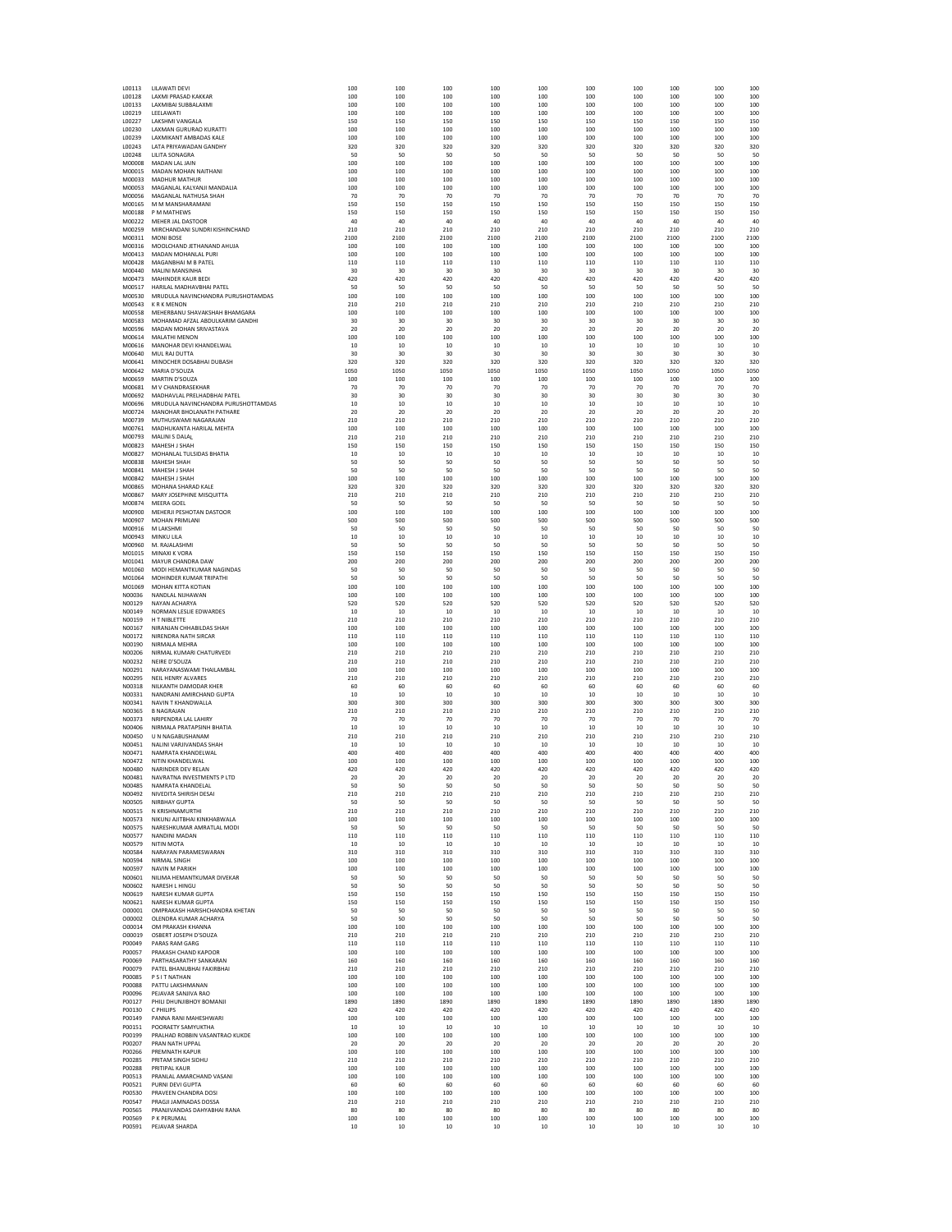| | | | | | | | | | | | |
|---|---|---|---|---|---|---|---|---|---|---|---|
| L00113 | LILAWATI DEVI | 100 | 100 | 100 | 100 | 100 | 100 | 100 | 100 | 100 | 100 |
| L00128 | LAXMI PRASAD KAKKAR | 100 | 100 | 100 | 100 | 100 | 100 | 100 | 100 | 100 | 100 |
| L00133 | LAXMIBAI SUBBALAXMI | 100 | 100 | 100 | 100 | 100 | 100 | 100 | 100 | 100 | 100 |
| L00219 | LEELAWATI | 100 | 100 | 100 | 100 | 100 | 100 | 100 | 100 | 100 | 100 |
| L00227 | LAKSHMI VANGALA | 150 | 150 | 150 | 150 | 150 | 150 | 150 | 150 | 150 | 150 |
| L00230 | LAXMAN GURURAO KURATTI | 100 | 100 | 100 | 100 | 100 | 100 | 100 | 100 | 100 | 100 |
| L00239 | LAXMIKANT AMBADAS KALE | 100 | 100 | 100 | 100 | 100 | 100 | 100 | 100 | 100 | 100 |
| L00243 | LATA PRIYAWADAN GANDHY | 320 | 320 | 320 | 320 | 320 | 320 | 320 | 320 | 320 | 320 |
| L00248 | LILITA SONAGRA | 50 | 50 | 50 | 50 | 50 | 50 | 50 | 50 | 50 | 50 |
| M00008 | MADAN LAL JAIN | 100 | 100 | 100 | 100 | 100 | 100 | 100 | 100 | 100 | 100 |
| M00015 | MADAN MOHAN NAITHANI | 100 | 100 | 100 | 100 | 100 | 100 | 100 | 100 | 100 | 100 |
| M00033 | MADHUR MATHUR | 100 | 100 | 100 | 100 | 100 | 100 | 100 | 100 | 100 | 100 |
| M00053 | MAGANLAL KALYANJI MANDALIA | 100 | 100 | 100 | 100 | 100 | 100 | 100 | 100 | 100 | 100 |
| M00056 | MAGANLAL NATHUSA SHAH | 70 | 70 | 70 | 70 | 70 | 70 | 70 | 70 | 70 | 70 |
| M00165 | M M MANSHARAMANI | 150 | 150 | 150 | 150 | 150 | 150 | 150 | 150 | 150 | 150 |
| M00188 | P M MATHEWS | 150 | 150 | 150 | 150 | 150 | 150 | 150 | 150 | 150 | 150 |
| M00222 | MEHER JAL DASTOOR | 40 | 40 | 40 | 40 | 40 | 40 | 40 | 40 | 40 | 40 |
| M00259 | MIRCHANDANI SUNDRI KISHINCHAND | 210 | 210 | 210 | 210 | 210 | 210 | 210 | 210 | 210 | 210 |
| M00311 | MONI BOSE | 2100 | 2100 | 2100 | 2100 | 2100 | 2100 | 2100 | 2100 | 2100 | 2100 |
| M00316 | MOOLCHAND JETHANAND AHUJA | 100 | 100 | 100 | 100 | 100 | 100 | 100 | 100 | 100 | 100 |
| M00413 | MADAN MOHANLAL PURI | 100 | 100 | 100 | 100 | 100 | 100 | 100 | 100 | 100 | 100 |
| M00428 | MAGANBHAI M B PATEL | 110 | 110 | 110 | 110 | 110 | 110 | 110 | 110 | 110 | 110 |
| M00440 | MALINI MANSINHA | 30 | 30 | 30 | 30 | 30 | 30 | 30 | 30 | 30 | 30 |
| M00473 | MAHINDER KAUR BEDI | 420 | 420 | 420 | 420 | 420 | 420 | 420 | 420 | 420 | 420 |
| M00517 | HARILAL MADHAVBHAI PATEL | 50 | 50 | 50 | 50 | 50 | 50 | 50 | 50 | 50 | 50 |
| M00530 | MRUDULA NAVINCHANDRA PURUSHOTAMDAS | 100 | 100 | 100 | 100 | 100 | 100 | 100 | 100 | 100 | 100 |
| M00543 | K R K MENON | 210 | 210 | 210 | 210 | 210 | 210 | 210 | 210 | 210 | 210 |
| M00558 | MEHERBANU SHAVAKSHAH BHAMGARA | 100 | 100 | 100 | 100 | 100 | 100 | 100 | 100 | 100 | 100 |
| M00583 | MOHAMAD AFZAL ABDULKARIM GANDHI | 30 | 30 | 30 | 30 | 30 | 30 | 30 | 30 | 30 | 30 |
| M00596 | MADAN MOHAN SRIVASTAVA | 20 | 20 | 20 | 20 | 20 | 20 | 20 | 20 | 20 | 20 |
| M00614 | MALATHI MENON | 100 | 100 | 100 | 100 | 100 | 100 | 100 | 100 | 100 | 100 |
| M00616 | MANOHAR DEVI KHANDELWAL | 10 | 10 | 10 | 10 | 10 | 10 | 10 | 10 | 10 | 10 |
| M00640 | MUL RAJ DUTTA | 30 | 30 | 30 | 30 | 30 | 30 | 30 | 30 | 30 | 30 |
| M00641 | MINOCHER DOSABHAI DUBASH | 320 | 320 | 320 | 320 | 320 | 320 | 320 | 320 | 320 | 320 |
| M00642 | MARIA D'SOUZA | 1050 | 1050 | 1050 | 1050 | 1050 | 1050 | 1050 | 1050 | 1050 | 1050 |
| M00659 | MARTIN D'SOUZA | 100 | 100 | 100 | 100 | 100 | 100 | 100 | 100 | 100 | 100 |
| M00681 | M V CHANDRASEKHAR | 70 | 70 | 70 | 70 | 70 | 70 | 70 | 70 | 70 | 70 |
| M00692 | MADHAVLAL PRELHADBHAI PATEL | 30 | 30 | 30 | 30 | 30 | 30 | 30 | 30 | 30 | 30 |
| M00696 | MRUDULA NAVINCHANDRA PURUSHOTTAMDAS | 10 | 10 | 10 | 10 | 10 | 10 | 10 | 10 | 10 | 10 |
| M00724 | MANOHAR BHOLANATH PATHARE | 20 | 20 | 20 | 20 | 20 | 20 | 20 | 20 | 20 | 20 |
| M00739 | MUTHUSWAMI NAGARAJAN | 210 | 210 | 210 | 210 | 210 | 210 | 210 | 210 | 210 | 210 |
| M00761 | MADHUKANTA HARILAL MEHTA | 100 | 100 | 100 | 100 | 100 | 100 | 100 | 100 | 100 | 100 |
| M00793 | MALINI S DALAL | 210 | 210 | 210 | 210 | 210 | 210 | 210 | 210 | 210 | 210 |
| M00823 | MAHESH J SHAH | 150 | 150 | 150 | 150 | 150 | 150 | 150 | 150 | 150 | 150 |
| M00827 | MOHANLAL TULSIDAS BHATIA | 10 | 10 | 10 | 10 | 10 | 10 | 10 | 10 | 10 | 10 |
| M00838 | MAHESH SHAH | 50 | 50 | 50 | 50 | 50 | 50 | 50 | 50 | 50 | 50 |
| M00841 | MAHESH J SHAH | 50 | 50 | 50 | 50 | 50 | 50 | 50 | 50 | 50 | 50 |
| M00842 | MAHESH J SHAH | 100 | 100 | 100 | 100 | 100 | 100 | 100 | 100 | 100 | 100 |
| M00865 | MOHANA SHARAD KALE | 320 | 320 | 320 | 320 | 320 | 320 | 320 | 320 | 320 | 320 |
| M00867 | MARY JOSEPHINE MISQUITTA | 210 | 210 | 210 | 210 | 210 | 210 | 210 | 210 | 210 | 210 |
| M00874 | MEERA GOEL | 50 | 50 | 50 | 50 | 50 | 50 | 50 | 50 | 50 | 50 |
| M00900 | MEHERJI PESHOTAN DASTOOR | 100 | 100 | 100 | 100 | 100 | 100 | 100 | 100 | 100 | 100 |
| M00907 | MOHAN PRIMLANI | 500 | 500 | 500 | 500 | 500 | 500 | 500 | 500 | 500 | 500 |
| M00916 | M LAKSHMI | 50 | 50 | 50 | 50 | 50 | 50 | 50 | 50 | 50 | 50 |
| M00943 | MINKU LILA | 10 | 10 | 10 | 10 | 10 | 10 | 10 | 10 | 10 | 10 |
| M00960 | M. RAJALASHMI | 50 | 50 | 50 | 50 | 50 | 50 | 50 | 50 | 50 | 50 |
| M01015 | MINAXI K VORA | 150 | 150 | 150 | 150 | 150 | 150 | 150 | 150 | 150 | 150 |
| M01041 | MAYUR CHANDRA DAW | 200 | 200 | 200 | 200 | 200 | 200 | 200 | 200 | 200 | 200 |
| M01060 | MODI HEMANTKUMAR NAGINDAS | 50 | 50 | 50 | 50 | 50 | 50 | 50 | 50 | 50 | 50 |
| M01064 | MOHINDER KUMAR TRIPATHI | 50 | 50 | 50 | 50 | 50 | 50 | 50 | 50 | 50 | 50 |
| M01069 | MOHAN KITTA KOTIAN | 100 | 100 | 100 | 100 | 100 | 100 | 100 | 100 | 100 | 100 |
| N00036 | NANDLAL NIJHAWAN | 100 | 100 | 100 | 100 | 100 | 100 | 100 | 100 | 100 | 100 |
| N00129 | NAYAN ACHARYA | 520 | 520 | 520 | 520 | 520 | 520 | 520 | 520 | 520 | 520 |
| N00149 | NORMAN LESLIE EDWARDES | 10 | 10 | 10 | 10 | 10 | 10 | 10 | 10 | 10 | 10 |
| N00159 | H T NIBLETTE | 210 | 210 | 210 | 210 | 210 | 210 | 210 | 210 | 210 | 210 |
| N00167 | NIRANJAN CHHABILDAS SHAH | 100 | 100 | 100 | 100 | 100 | 100 | 100 | 100 | 100 | 100 |
| N00172 | NIRENDRA NATH SIRCAR | 110 | 110 | 110 | 110 | 110 | 110 | 110 | 110 | 110 | 110 |
| N00190 | NIRMALA MEHRA | 100 | 100 | 100 | 100 | 100 | 100 | 100 | 100 | 100 | 100 |
| N00206 | NIRMAL KUMARI CHATURVEDI | 210 | 210 | 210 | 210 | 210 | 210 | 210 | 210 | 210 | 210 |
| N00232 | NEIRE D'SOUZA | 210 | 210 | 210 | 210 | 210 | 210 | 210 | 210 | 210 | 210 |
| N00291 | NARAYANASWAMI THAILAMBAL | 100 | 100 | 100 | 100 | 100 | 100 | 100 | 100 | 100 | 100 |
| N00295 | NEIL HENRY ALVARES | 210 | 210 | 210 | 210 | 210 | 210 | 210 | 210 | 210 | 210 |
| N00318 | NILKANTH DAMODAR KHER | 60 | 60 | 60 | 60 | 60 | 60 | 60 | 60 | 60 | 60 |
| N00331 | NANDRANI AMIRCHAND GUPTA | 10 | 10 | 10 | 10 | 10 | 10 | 10 | 10 | 10 | 10 |
| N00341 | NAVIN T KHANDWALLA | 300 | 300 | 300 | 300 | 300 | 300 | 300 | 300 | 300 | 300 |
| N00365 | B NAGRAJAN | 210 | 210 | 210 | 210 | 210 | 210 | 210 | 210 | 210 | 210 |
| N00373 | NRIPENDRA LAL LAHIRY | 70 | 70 | 70 | 70 | 70 | 70 | 70 | 70 | 70 | 70 |
| N00406 | NIRMALA PRATAPSINH BHATIA | 10 | 10 | 10 | 10 | 10 | 10 | 10 | 10 | 10 | 10 |
| N00450 | U N NAGABUSHANAM | 210 | 210 | 210 | 210 | 210 | 210 | 210 | 210 | 210 | 210 |
| N00451 | NALINI VARJIVANDAS SHAH | 10 | 10 | 10 | 10 | 10 | 10 | 10 | 10 | 10 | 10 |
| N00471 | NAMRATA KHANDELWAL | 400 | 400 | 400 | 400 | 400 | 400 | 400 | 400 | 400 | 400 |
| N00472 | NITIN KHANDELWAL | 100 | 100 | 100 | 100 | 100 | 100 | 100 | 100 | 100 | 100 |
| N00480 | NARINDER DEV RELAN | 420 | 420 | 420 | 420 | 420 | 420 | 420 | 420 | 420 | 420 |
| N00481 | NAVRATNA INVESTMENTS P LTD | 20 | 20 | 20 | 20 | 20 | 20 | 20 | 20 | 20 | 20 |
| N00485 | NAMRATA KHANDELAL | 50 | 50 | 50 | 50 | 50 | 50 | 50 | 50 | 50 | 50 |
| N00492 | NIVEDITA SHIRISH DESAI | 210 | 210 | 210 | 210 | 210 | 210 | 210 | 210 | 210 | 210 |
| N00505 | NIRBHAY GUPTA | 50 | 50 | 50 | 50 | 50 | 50 | 50 | 50 | 50 | 50 |
| N00515 | N KRISHNAMURTHI | 210 | 210 | 210 | 210 | 210 | 210 | 210 | 210 | 210 | 210 |
| N00573 | NIKUNJ AJITBHAI KINKHABWALA | 100 | 100 | 100 | 100 | 100 | 100 | 100 | 100 | 100 | 100 |
| N00575 | NARESHKUMAR AMRATLAL MODI | 50 | 50 | 50 | 50 | 50 | 50 | 50 | 50 | 50 | 50 |
| N00577 | NANDINI MADAN | 110 | 110 | 110 | 110 | 110 | 110 | 110 | 110 | 110 | 110 |
| N00579 | NITIN MOTA | 10 | 10 | 10 | 10 | 10 | 10 | 10 | 10 | 10 | 10 |
| N00584 | NARAYAN PARAMESWARAN | 310 | 310 | 310 | 310 | 310 | 310 | 310 | 310 | 310 | 310 |
| N00594 | NIRMAL SINGH | 100 | 100 | 100 | 100 | 100 | 100 | 100 | 100 | 100 | 100 |
| N00597 | NAVIN M PARIKH | 100 | 100 | 100 | 100 | 100 | 100 | 100 | 100 | 100 | 100 |
| N00601 | NILIMA HEMANTKUMAR DIVEKAR | 50 | 50 | 50 | 50 | 50 | 50 | 50 | 50 | 50 | 50 |
| N00602 | NARESH L HINGU | 50 | 50 | 50 | 50 | 50 | 50 | 50 | 50 | 50 | 50 |
| N00619 | NARESH KUMAR GUPTA | 150 | 150 | 150 | 150 | 150 | 150 | 150 | 150 | 150 | 150 |
| N00621 | NARESH KUMAR GUPTA | 150 | 150 | 150 | 150 | 150 | 150 | 150 | 150 | 150 | 150 |
| O00001 | OMPRAKASH HARISHCHANDRA KHETAN | 50 | 50 | 50 | 50 | 50 | 50 | 50 | 50 | 50 | 50 |
| O00002 | OLENDRA KUMAR ACHARYA | 50 | 50 | 50 | 50 | 50 | 50 | 50 | 50 | 50 | 50 |
| O00014 | OM PRAKASH KHANNA | 100 | 100 | 100 | 100 | 100 | 100 | 100 | 100 | 100 | 100 |
| O00019 | OSBERT JOSEPH D'SOUZA | 210 | 210 | 210 | 210 | 210 | 210 | 210 | 210 | 210 | 210 |
| P00049 | PARAS RAM GARG | 110 | 110 | 110 | 110 | 110 | 110 | 110 | 110 | 110 | 110 |
| P00057 | PRAKASH CHAND KAPOOR | 100 | 100 | 100 | 100 | 100 | 100 | 100 | 100 | 100 | 100 |
| P00069 | PARTHASARATHY SANKARAN | 160 | 160 | 160 | 160 | 160 | 160 | 160 | 160 | 160 | 160 |
| P00079 | PATEL BHANUBHAI FAKIRBHAI | 210 | 210 | 210 | 210 | 210 | 210 | 210 | 210 | 210 | 210 |
| P00085 | P S I T NATHAN | 100 | 100 | 100 | 100 | 100 | 100 | 100 | 100 | 100 | 100 |
| P00088 | PATTU LAKSHMANAN | 100 | 100 | 100 | 100 | 100 | 100 | 100 | 100 | 100 | 100 |
| P00096 | PEJAVAR SANJIVA RAO | 100 | 100 | 100 | 100 | 100 | 100 | 100 | 100 | 100 | 100 |
| P00127 | PHILI DHUNJIBHOY BOMANJI | 1890 | 1890 | 1890 | 1890 | 1890 | 1890 | 1890 | 1890 | 1890 | 1890 |
| P00130 | C PHILIPS | 420 | 420 | 420 | 420 | 420 | 420 | 420 | 420 | 420 | 420 |
| P00149 | PANNA RANI MAHESHWARI | 100 | 100 | 100 | 100 | 100 | 100 | 100 | 100 | 100 | 100 |
| P00151 | POORAETY SAMYUKTHA | 10 | 10 | 10 | 10 | 10 | 10 | 10 | 10 | 10 | 10 |
| P00199 | PRALHAD ROBBIN VASANTRAO KUKDE | 100 | 100 | 100 | 100 | 100 | 100 | 100 | 100 | 100 | 100 |
| P00207 | PRAN NATH UPPAL | 20 | 20 | 20 | 20 | 20 | 20 | 20 | 20 | 20 | 20 |
| P00266 | PREMNATH KAPUR | 100 | 100 | 100 | 100 | 100 | 100 | 100 | 100 | 100 | 100 |
| P00285 | PRITAM SINGH SIDHU | 210 | 210 | 210 | 210 | 210 | 210 | 210 | 210 | 210 | 210 |
| P00288 | PRITIPAL KAUR | 100 | 100 | 100 | 100 | 100 | 100 | 100 | 100 | 100 | 100 |
| P00513 | PRANLAL AMARCHAND VASANI | 100 | 100 | 100 | 100 | 100 | 100 | 100 | 100 | 100 | 100 |
| P00521 | PURNI DEVI GUPTA | 60 | 60 | 60 | 60 | 60 | 60 | 60 | 60 | 60 | 60 |
| P00530 | PRAVEEN CHANDRA DOSI | 100 | 100 | 100 | 100 | 100 | 100 | 100 | 100 | 100 | 100 |
| P00547 | PRAGJI JAMNADAS DOSSA | 210 | 210 | 210 | 210 | 210 | 210 | 210 | 210 | 210 | 210 |
| P00565 | PRANJIVANDAS DAHYABHAI RANA | 80 | 80 | 80 | 80 | 80 | 80 | 80 | 80 | 80 | 80 |
| P00569 | P K PERUMAL | 100 | 100 | 100 | 100 | 100 | 100 | 100 | 100 | 100 | 100 |
| P00591 | PEJAVAR SHARDA | 10 | 10 | 10 | 10 | 10 | 10 | 10 | 10 | 10 | 10 |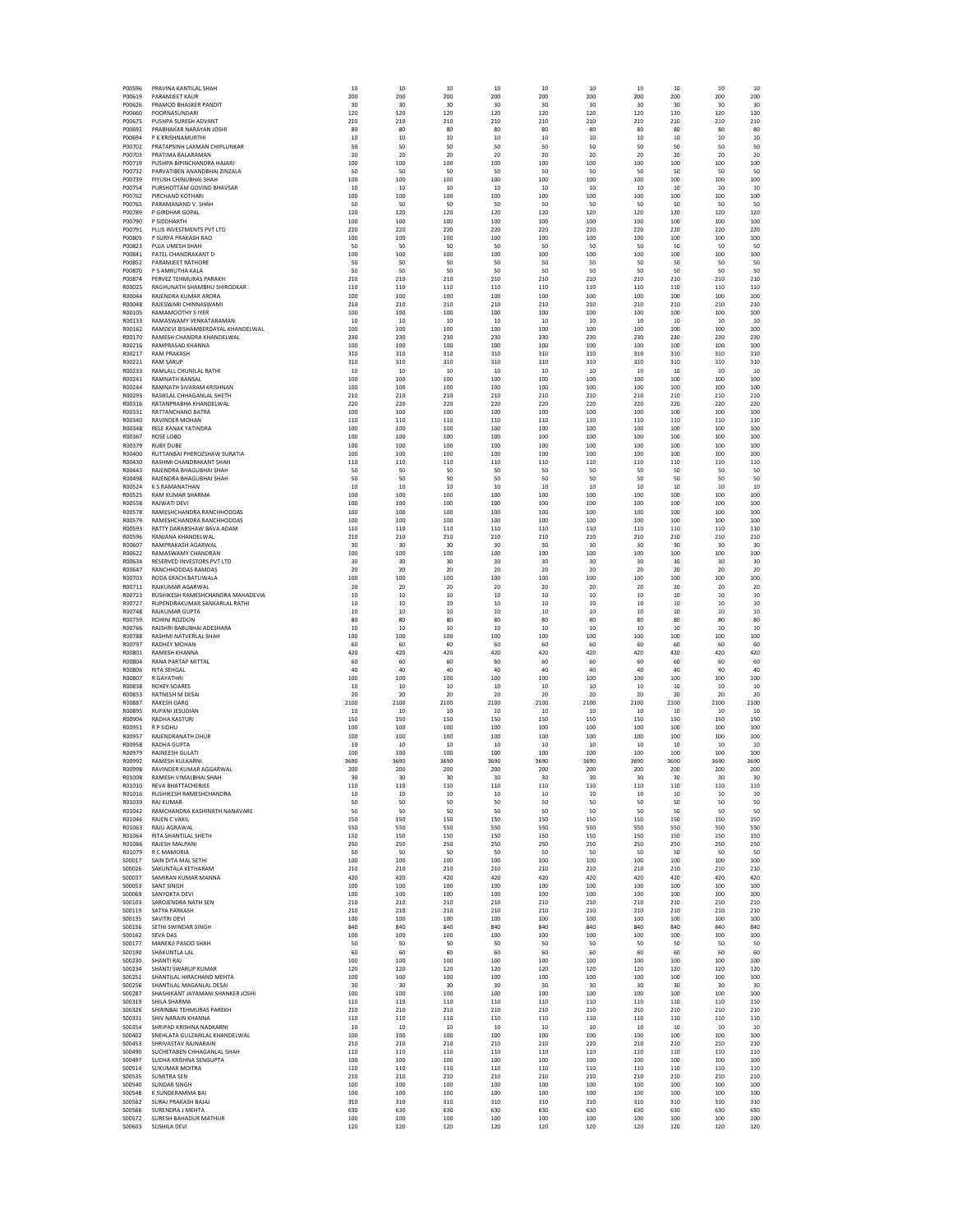| | | | | | | | | | | | |
|---|---|---|---|---|---|---|---|---|---|---|---|
| P00596 | PRAVINA KANTILAL SHAH | 10 | 10 | 10 | 10 | 10 | 10 | 10 | 10 | 10 | 10 |
| P00619 | PARAMJEET KAUR | 200 | 200 | 200 | 200 | 200 | 200 | 200 | 200 | 200 | 200 |
| P00626 | PRAMOD BHASKER PANDIT | 30 | 30 | 30 | 30 | 30 | 30 | 30 | 30 | 30 | 30 |
| P00660 | POORNASUNDARI | 120 | 120 | 120 | 120 | 120 | 120 | 120 | 120 | 120 | 120 |
| P00675 | PUSHPA SURESH ADVANT | 210 | 210 | 210 | 210 | 210 | 210 | 210 | 210 | 210 | 210 |
| P00692 | PRABHAKAR NARAYAN JOSHI | 80 | 80 | 80 | 80 | 80 | 80 | 80 | 80 | 80 | 80 |
| P00694 | P K KRISHNAMURTHI | 10 | 10 | 10 | 10 | 10 | 10 | 10 | 10 | 10 | 10 |
| P00702 | PRATAPSINH LAXMAN CHIPLUNKAR | 50 | 50 | 50 | 50 | 50 | 50 | 50 | 50 | 50 | 50 |
| P00703 | PRATIMA BALARAMAN | 20 | 20 | 20 | 20 | 20 | 20 | 20 | 20 | 20 | 20 |
| P00719 | PUSHPA BIPINCHANDRA HAJARI | 100 | 100 | 100 | 100 | 100 | 100 | 100 | 100 | 100 | 100 |
| P00732 | PARVATIBEN ANANDBHAI ZINZALA | 50 | 50 | 50 | 50 | 50 | 50 | 50 | 50 | 50 | 50 |
| P00739 | PIYUSH CHINUBHAI SHAH | 100 | 100 | 100 | 100 | 100 | 100 | 100 | 100 | 100 | 100 |
| P00754 | PURSHOTTAM GOVIND BHAVSAR | 10 | 10 | 10 | 10 | 10 | 10 | 10 | 10 | 10 | 10 |
| P00762 | PIRCHAND KOTHARI | 100 | 100 | 100 | 100 | 100 | 100 | 100 | 100 | 100 | 100 |
| P00765 | PARAMANAND V. SHAH | 50 | 50 | 50 | 50 | 50 | 50 | 50 | 50 | 50 | 50 |
| P00789 | P GIRDHAR GOPAL | 120 | 120 | 120 | 120 | 120 | 120 | 120 | 120 | 120 | 120 |
| P00790 | P SIDDHARTH | 100 | 100 | 100 | 100 | 100 | 100 | 100 | 100 | 100 | 100 |
| P00791 | PLUS INVESTMENTS PVT LTD | 220 | 220 | 220 | 220 | 220 | 220 | 220 | 220 | 220 | 220 |
| P00805 | P SURYA PRAKASH RAO | 100 | 100 | 100 | 100 | 100 | 100 | 100 | 100 | 100 | 100 |
| P00823 | PUJA UMESH SHAH | 50 | 50 | 50 | 50 | 50 | 50 | 50 | 50 | 50 | 50 |
| P00841 | PATEL CHANDRAKANT D | 100 | 100 | 100 | 100 | 100 | 100 | 100 | 100 | 100 | 100 |
| P00852 | PARAMJEET RATHORE | 50 | 50 | 50 | 50 | 50 | 50 | 50 | 50 | 50 | 50 |
| P00870 | P S AMRUTHA KALA | 50 | 50 | 50 | 50 | 50 | 50 | 50 | 50 | 50 | 50 |
| P00874 | PERVEZ TEHMURAS PARAKH | 210 | 210 | 210 | 210 | 210 | 210 | 210 | 210 | 210 | 210 |
| R00025 | RAGHUNATH SHAMBHU SHIRODKAR | 110 | 110 | 110 | 110 | 110 | 110 | 110 | 110 | 110 | 110 |
| R00044 | RAJENDRA KUMAR ARORA | 100 | 100 | 100 | 100 | 100 | 100 | 100 | 100 | 100 | 100 |
| R00048 | RAJESWARI CHINNASWAMI | 210 | 210 | 210 | 210 | 210 | 210 | 210 | 210 | 210 | 210 |
| R00105 | RAMAMOOTHY S IYER | 100 | 100 | 100 | 100 | 100 | 100 | 100 | 100 | 100 | 100 |
| R00133 | RAMASWAMY VENKATARAMAN | 10 | 10 | 10 | 10 | 10 | 10 | 10 | 10 | 10 | 10 |
| R00162 | RAMDEVI BISHAMBERDAYAL KHANDELWAL | 100 | 100 | 100 | 100 | 100 | 100 | 100 | 100 | 100 | 100 |
| R00170 | RAMESH CHANDRA KHANDELWAL | 230 | 230 | 230 | 230 | 230 | 230 | 230 | 230 | 230 | 230 |
| R00216 | RAMPRASAD KHANNA | 100 | 100 | 100 | 100 | 100 | 100 | 100 | 100 | 100 | 100 |
| R00217 | RAM PRAKASH | 310 | 310 | 310 | 310 | 310 | 310 | 310 | 310 | 310 | 310 |
| R00221 | RAM SARUP | 310 | 310 | 310 | 310 | 310 | 310 | 310 | 310 | 310 | 310 |
| R00233 | RAMLALL CHUNILAL RATHI | 10 | 10 | 10 | 10 | 10 | 10 | 10 | 10 | 10 | 10 |
| R00241 | RAMNATH BANSAL | 100 | 100 | 100 | 100 | 100 | 100 | 100 | 100 | 100 | 100 |
| R00244 | RAMNATH SIVARAM KRISHNAN | 100 | 100 | 100 | 100 | 100 | 100 | 100 | 100 | 100 | 100 |
| R00293 | RASIKLAL CHHAGANLAL SHETH | 210 | 210 | 210 | 210 | 210 | 210 | 210 | 210 | 210 | 210 |
| R00316 | RATANPRABHA KHANDELWAL | 220 | 220 | 220 | 220 | 220 | 220 | 220 | 220 | 220 | 220 |
| R00331 | RATTANCHAND BATRA | 100 | 100 | 100 | 100 | 100 | 100 | 100 | 100 | 100 | 100 |
| R00340 | RAVINDER MOHAN | 110 | 110 | 110 | 110 | 110 | 110 | 110 | 110 | 110 | 110 |
| R00348 | RELE KANAK YATINDRA | 100 | 100 | 100 | 100 | 100 | 100 | 100 | 100 | 100 | 100 |
| R00367 | ROSE LOBO | 100 | 100 | 100 | 100 | 100 | 100 | 100 | 100 | 100 | 100 |
| R00379 | RUBY DUBE | 100 | 100 | 100 | 100 | 100 | 100 | 100 | 100 | 100 | 100 |
| R00400 | RUTTANBAI PHEROZSHAW SURATIA | 100 | 100 | 100 | 100 | 100 | 100 | 100 | 100 | 100 | 100 |
| R00430 | RASHMI CHANDRAKANT SHAH | 110 | 110 | 110 | 110 | 110 | 110 | 110 | 110 | 110 | 110 |
| R00443 | RAJENDRA BHAGUBHAI SHAH | 50 | 50 | 50 | 50 | 50 | 50 | 50 | 50 | 50 | 50 |
| R00498 | RAJENDRA BHAGUBHAI SHAH | 50 | 50 | 50 | 50 | 50 | 50 | 50 | 50 | 50 | 50 |
| R00524 | K S RAMANATHAN | 10 | 10 | 10 | 10 | 10 | 10 | 10 | 10 | 10 | 10 |
| R00525 | RAM KUMAR SHARMA | 100 | 100 | 100 | 100 | 100 | 100 | 100 | 100 | 100 | 100 |
| R00558 | RAJWATI DEVI | 100 | 100 | 100 | 100 | 100 | 100 | 100 | 100 | 100 | 100 |
| R00578 | RAMESHCHANDRA RANCHHODDAS | 100 | 100 | 100 | 100 | 100 | 100 | 100 | 100 | 100 | 100 |
| R00579 | RAMESHCHANDRA RANCHHODDAS | 100 | 100 | 100 | 100 | 100 | 100 | 100 | 100 | 100 | 100 |
| R00593 | RATTY DARABSHAW BAVA ADAM | 110 | 110 | 110 | 110 | 110 | 110 | 110 | 110 | 110 | 110 |
| R00596 | RANJANA KHANDELWAL | 210 | 210 | 210 | 210 | 210 | 210 | 210 | 210 | 210 | 210 |
| R00607 | RAMPRAKASH AGARWAL | 30 | 30 | 30 | 30 | 30 | 30 | 30 | 30 | 30 | 30 |
| R00622 | RAMASWAMY CHANDRAN | 100 | 100 | 100 | 100 | 100 | 100 | 100 | 100 | 100 | 100 |
| R00634 | RESERVED INVESTORS PVT LTD | 30 | 30 | 30 | 30 | 30 | 30 | 30 | 30 | 30 | 30 |
| R00647 | RANCHHODDAS RAMDAS | 20 | 20 | 20 | 20 | 20 | 20 | 20 | 20 | 20 | 20 |
| R00703 | RODA ERACH BATLIWALA | 100 | 100 | 100 | 100 | 100 | 100 | 100 | 100 | 100 | 100 |
| R00711 | RAJKUMAR AGARWAL | 20 | 20 | 20 | 20 | 20 | 20 | 20 | 20 | 20 | 20 |
| R00723 | RUSHIKESH RAMESHCHANDRA MAHADEVIA | 10 | 10 | 10 | 10 | 10 | 10 | 10 | 10 | 10 | 10 |
| R00727 | RUPENDRAKUMAR SANKARLAL RATHI | 10 | 10 | 10 | 10 | 10 | 10 | 10 | 10 | 10 | 10 |
| R00748 | RAJKUMAR GUPTA | 10 | 10 | 10 | 10 | 10 | 10 | 10 | 10 | 10 | 10 |
| R00759 | ROHINI ROZDON | 80 | 80 | 80 | 80 | 80 | 80 | 80 | 80 | 80 | 80 |
| R00766 | RAJSHRI BABUBHAI ADESHARA | 10 | 10 | 10 | 10 | 10 | 10 | 10 | 10 | 10 | 10 |
| R00788 | RASHMI NATVERLAL SHAH | 100 | 100 | 100 | 100 | 100 | 100 | 100 | 100 | 100 | 100 |
| R00797 | RADHEY MOHAN | 60 | 60 | 60 | 60 | 60 | 60 | 60 | 60 | 60 | 60 |
| R00801 | RAMESH KHANNA | 420 | 420 | 420 | 420 | 420 | 420 | 420 | 420 | 420 | 420 |
| R00804 | RANA PARTAP MITTAL | 60 | 60 | 60 | 60 | 60 | 60 | 60 | 60 | 60 | 60 |
| R00806 | RITA SEHGAL | 40 | 40 | 40 | 40 | 40 | 40 | 40 | 40 | 40 | 40 |
| R00807 | R GAYATHRI | 100 | 100 | 100 | 100 | 100 | 100 | 100 | 100 | 100 | 100 |
| R00838 | ROXEY SOARES | 10 | 10 | 10 | 10 | 10 | 10 | 10 | 10 | 10 | 10 |
| R00853 | RATNESH M DESAI | 20 | 20 | 20 | 20 | 20 | 20 | 20 | 20 | 20 | 20 |
| R00887 | RAKESH GARG | 2100 | 2100 | 2100 | 2100 | 2100 | 2100 | 2100 | 2100 | 2100 | 2100 |
| R00895 | RUPANI JESUDIAN | 10 | 10 | 10 | 10 | 10 | 10 | 10 | 10 | 10 | 10 |
| R00904 | RADHA KASTURI | 150 | 150 | 150 | 150 | 150 | 150 | 150 | 150 | 150 | 150 |
| R00951 | R P SIDHU | 100 | 100 | 100 | 100 | 100 | 100 | 100 | 100 | 100 | 100 |
| R00957 | RAJENDRANATH DHUR | 100 | 100 | 100 | 100 | 100 | 100 | 100 | 100 | 100 | 100 |
| R00958 | RADHA GUPTA | 10 | 10 | 10 | 10 | 10 | 10 | 10 | 10 | 10 | 10 |
| R00979 | RAJNEESH GULATI | 100 | 100 | 100 | 100 | 100 | 100 | 100 | 100 | 100 | 100 |
| R00992 | RAMESH KULKARNI | 3690 | 3690 | 3690 | 3690 | 3690 | 3690 | 3690 | 3690 | 3690 | 3690 |
| R00998 | RAVINDER KUMAR AGGARWAL | 200 | 200 | 200 | 200 | 200 | 200 | 200 | 200 | 200 | 200 |
| R01008 | RAMESH VIMALBHAI SHAH | 30 | 30 | 30 | 30 | 30 | 30 | 30 | 30 | 30 | 30 |
| R01010 | REVA BHATTACHERJEE | 110 | 110 | 110 | 110 | 110 | 110 | 110 | 110 | 110 | 110 |
| R01016 | RUSHIKESH RAMESHCHANDRA | 10 | 10 | 10 | 10 | 10 | 10 | 10 | 10 | 10 | 10 |
| R01039 | RAJ KUMAR | 50 | 50 | 50 | 50 | 50 | 50 | 50 | 50 | 50 | 50 |
| R01042 | RAMCHANDRA KASHINATH NANAVARE | 50 | 50 | 50 | 50 | 50 | 50 | 50 | 50 | 50 | 50 |
| R01046 | RAJEN C VAKIL | 150 | 150 | 150 | 150 | 150 | 150 | 150 | 150 | 150 | 150 |
| R01063 | RAJU AGRAWAL | 550 | 550 | 550 | 550 | 550 | 550 | 550 | 550 | 550 | 550 |
| R01064 | RITA SHANTILAL SHETH | 150 | 150 | 150 | 150 | 150 | 150 | 150 | 150 | 150 | 150 |
| R01066 | RAJESH MALPANI | 250 | 250 | 250 | 250 | 250 | 250 | 250 | 250 | 250 | 250 |
| R01079 | R C MAMORIA | 50 | 50 | 50 | 50 | 50 | 50 | 50 | 50 | 50 | 50 |
| S00017 | SAIN DITA MAL SETHI | 100 | 100 | 100 | 100 | 100 | 100 | 100 | 100 | 100 | 100 |
| S00026 | SAKUNTALA KETHARAM | 210 | 210 | 210 | 210 | 210 | 210 | 210 | 210 | 210 | 210 |
| S00037 | SAMIRAN KUMAR MANNA | 420 | 420 | 420 | 420 | 420 | 420 | 420 | 420 | 420 | 420 |
| S00053 | SANT SINGH | 100 | 100 | 100 | 100 | 100 | 100 | 100 | 100 | 100 | 100 |
| S00069 | SANYOKTA DEVI | 100 | 100 | 100 | 100 | 100 | 100 | 100 | 100 | 100 | 100 |
| S00103 | SAROJENDRA NATH SEN | 210 | 210 | 210 | 210 | 210 | 210 | 210 | 210 | 210 | 210 |
| S00119 | SATYA PARKASH | 210 | 210 | 210 | 210 | 210 | 210 | 210 | 210 | 210 | 210 |
| S00135 | SAVITRI DEVI | 100 | 100 | 100 | 100 | 100 | 100 | 100 | 100 | 100 | 100 |
| S00156 | SETHI SWINDAR SINGH | 840 | 840 | 840 | 840 | 840 | 840 | 840 | 840 | 840 | 840 |
| S00162 | SEVA DAS | 100 | 100 | 100 | 100 | 100 | 100 | 100 | 100 | 100 | 100 |
| S00177 | MANEKJI PASOO SHAH | 50 | 50 | 50 | 50 | 50 | 50 | 50 | 50 | 50 | 50 |
| S00190 | SHAKUNTLA LAL | 60 | 60 | 60 | 60 | 60 | 60 | 60 | 60 | 60 | 60 |
| S00230 | SHANTI RAJ | 100 | 100 | 100 | 100 | 100 | 100 | 100 | 100 | 100 | 100 |
| S00234 | SHANTI SWARUP KUMAR | 120 | 120 | 120 | 120 | 120 | 120 | 120 | 120 | 120 | 120 |
| S00251 | SHANTILAL HIRACHAND MEHTA | 100 | 100 | 100 | 100 | 100 | 100 | 100 | 100 | 100 | 100 |
| S00256 | SHANTILAL MAGANLAL DESAI | 30 | 30 | 30 | 30 | 30 | 30 | 30 | 30 | 30 | 30 |
| S00287 | SHASHIKANT JAYAMANI SHANKER JOSHI | 100 | 100 | 100 | 100 | 100 | 100 | 100 | 100 | 100 | 100 |
| S00319 | SHILA SHARMA | 110 | 110 | 110 | 110 | 110 | 110 | 110 | 110 | 110 | 110 |
| S00326 | SHIRINBAI TEHMURAS PAREKH | 210 | 210 | 210 | 210 | 210 | 210 | 210 | 210 | 210 | 210 |
| S00331 | SHIV NARAIN KHANNA | 110 | 110 | 110 | 110 | 110 | 110 | 110 | 110 | 110 | 110 |
| S00354 | SHRIPAD KRISHNA NADKARNI | 10 | 10 | 10 | 10 | 10 | 10 | 10 | 10 | 10 | 10 |
| S00402 | SNEHLATA GULZARILAL KHANDELWAL | 100 | 100 | 100 | 100 | 100 | 100 | 100 | 100 | 100 | 100 |
| S00453 | SHRIVASTAV RAJNARAIN | 210 | 210 | 210 | 210 | 210 | 210 | 210 | 210 | 210 | 210 |
| S00490 | SUCHETABEN CHHAGANLAL SHAH | 110 | 110 | 110 | 110 | 110 | 110 | 110 | 110 | 110 | 110 |
| S00497 | SUDHA KRISHNA SENGUPTA | 100 | 100 | 100 | 100 | 100 | 100 | 100 | 100 | 100 | 100 |
| S00514 | SUKUMAR MOITRA | 110 | 110 | 110 | 110 | 110 | 110 | 110 | 110 | 110 | 110 |
| S00535 | SUMITRA SEN | 210 | 210 | 210 | 210 | 210 | 210 | 210 | 210 | 210 | 210 |
| S00540 | SUNDAR SINGH | 100 | 100 | 100 | 100 | 100 | 100 | 100 | 100 | 100 | 100 |
| S00548 | K SUNDERAMMA BAI | 100 | 100 | 100 | 100 | 100 | 100 | 100 | 100 | 100 | 100 |
| S00562 | SURAJ PRAKASH BAJAJ | 310 | 310 | 310 | 310 | 310 | 310 | 310 | 310 | 310 | 310 |
| S00566 | SURENDRA J MEHTA | 630 | 630 | 630 | 630 | 630 | 630 | 630 | 630 | 630 | 630 |
| S00572 | SURESH BAHADUR MATHUR | 100 | 100 | 100 | 100 | 100 | 100 | 100 | 100 | 100 | 100 |
| S00603 | SUSHILA DEVI | 120 | 120 | 120 | 120 | 120 | 120 | 120 | 120 | 120 | 120 |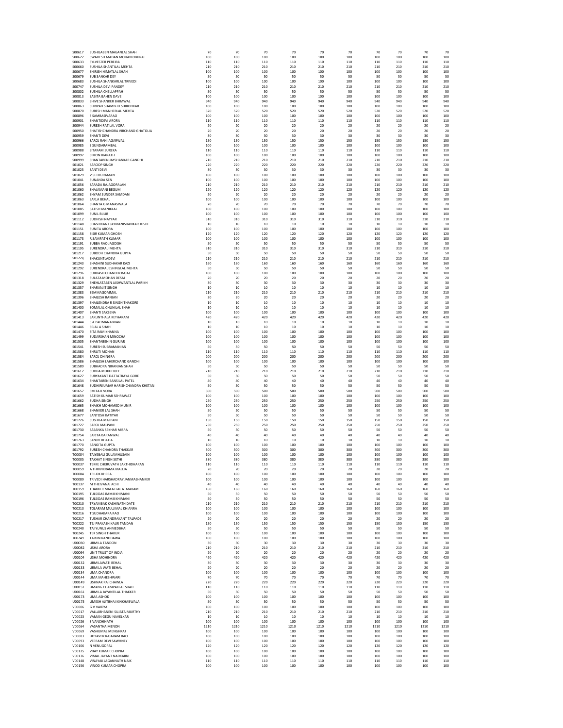| | | | | | | | | | | | |
|---|---|---|---|---|---|---|---|---|---|---|---|
| S00617 | SUSHILABEN MAGANLAL SHAH | 70 | 70 | 70 | 70 | 70 | 70 | 70 | 70 | 70 | 70 |
| S00622 | SWADESH MADAN MOHAN OBHRAI | 100 | 100 | 100 | 100 | 100 | 100 | 100 | 100 | 100 | 100 |
| S00633 | SYLVESTER PEREIRA | 110 | 110 | 110 | 110 | 110 | 110 | 110 | 110 | 110 | 110 |
| S00660 | SUSHILA SHANTILAL MEHTA | 210 | 210 | 210 | 210 | 210 | 210 | 210 | 210 | 210 | 210 |
| S00677 | SHIRISH HIMATLAL SHAH | 100 | 100 | 100 | 100 | 100 | 100 | 100 | 100 | 100 | 100 |
| S00679 | SUB SANKAR DEY | 50 | 50 | 50 | 50 | 50 | 50 | 50 | 50 | 50 | 50 |
| S00683 | SUSHILA SHANKARLAL TRIVEDI | 100 | 100 | 100 | 100 | 100 | 100 | 100 | 100 | 100 | 100 |
| S00747 | SUSHILA DEVI PANDEY | 210 | 210 | 210 | 210 | 210 | 210 | 210 | 210 | 210 | 210 |
| S00802 | SUSHILA CHELLAPPAH | 50 | 50 | 50 | 50 | 50 | 50 | 50 | 50 | 50 | 50 |
| S00813 | SABITA BAHEN DAVE | 100 | 100 | 100 | 100 | 100 | 100 | 100 | 100 | 100 | 100 |
| S00833 | SHIVE SHANKER BHIMWAL | 940 | 940 | 940 | 940 | 940 | 940 | 940 | 940 | 940 | 940 |
| S00863 | SHRIPAD SHAMBHU SHIRODKAR | 100 | 100 | 100 | 100 | 100 | 100 | 100 | 100 | 100 | 100 |
| S00870 | SURESH MANHERLAL MEHTA | 520 | 520 | 520 | 520 | 520 | 520 | 520 | 520 | 520 | 520 |
| S00896 | S SAMBASIVARAO | 100 | 100 | 100 | 100 | 100 | 100 | 100 | 100 | 100 | 100 |
| S00901 | SHANTIDEVI ARORA | 110 | 110 | 110 | 110 | 110 | 110 | 110 | 110 | 110 | 110 |
| S00944 | SURESH RATILAL VORA | 20 | 20 | 20 | 20 | 20 | 20 | 20 | 20 | 20 | 20 |
| S00950 | SHATISHCHANDRA VIRCHAND GHATOLIA | 20 | 20 | 20 | 20 | 20 | 20 | 20 | 20 | 20 | 20 |
| S00959 | SHANTI DEVI | 30 | 30 | 30 | 30 | 30 | 30 | 30 | 30 | 30 | 30 |
| S00966 | SAROJ RANI AGARWAL | 150 | 150 | 150 | 150 | 150 | 150 | 150 | 150 | 150 | 150 |
| S00985 | S SUNDARAMBAL | 100 | 100 | 100 | 100 | 100 | 100 | 100 | 100 | 100 | 100 |
| S00988 | SITARAM SUREKA | 110 | 110 | 110 | 110 | 110 | 110 | 110 | 110 | 110 | 110 |
| S00997 | SIMON IKARATH | 100 | 100 | 100 | 100 | 100 | 100 | 100 | 100 | 100 | 100 |
| S00999 | SHANTABEN JAYSHANKAR GANDHI | 210 | 210 | 210 | 210 | 210 | 210 | 210 | 210 | 210 | 210 |
| S01021 | SAROOP SINGH | 220 | 220 | 220 | 220 | 220 | 220 | 220 | 220 | 220 | 220 |
| S01025 | SANTI DEVI | 30 | 30 | 30 | 30 | 30 | 30 | 30 | 30 | 30 | 30 |
| S01029 | V SETHURAMAN | 100 | 100 | 100 | 100 | 100 | 100 | 100 | 100 | 100 | 100 |
| S01041 | SUNANDA SEN | 100 | 100 | 100 | 100 | 100 | 100 | 100 | 100 | 100 | 100 |
| S01056 | SARADA RAJAGOPALAN | 210 | 210 | 210 | 210 | 210 | 210 | 210 | 210 | 210 | 210 |
| S01060 | SHAJAMANI BEGUM | 120 | 120 | 120 | 120 | 120 | 120 | 120 | 120 | 120 | 120 |
| S01062 | SHYAM SUNDER SAMDANI | 20 | 20 | 20 | 20 | 20 | 20 | 20 | 20 | 20 | 20 |
| S01063 | SARLA BEHAL | 100 | 100 | 100 | 100 | 100 | 100 | 100 | 100 | 100 | 100 |
| S01064 | SHANTA G MANASWALA | 70 | 70 | 70 | 70 | 70 | 70 | 70 | 70 | 70 | 70 |
| S01085 | SATISH MANIKLAL | 100 | 100 | 100 | 100 | 100 | 100 | 100 | 100 | 100 | 100 |
| S01099 | SUNIL BIJUR | 100 | 100 | 100 | 100 | 100 | 100 | 100 | 100 | 100 | 100 |
| S01112 | SUDHISH NAYYAR | 310 | 310 | 310 | 310 | 310 | 310 | 310 | 310 | 310 | 310 |
| S01148 | SHASHIKANT JAYMANISHANKAR JOSHI | 10 | 10 | 10 | 10 | 10 | 10 | 10 | 10 | 10 | 10 |
| S01151 | SUNITA ARORA | 100 | 100 | 100 | 100 | 100 | 100 | 100 | 100 | 100 | 100 |
| S01158 | SISIR KUMAR GHOSH | 120 | 120 | 120 | 120 | 120 | 120 | 120 | 120 | 120 | 120 |
| S01173 | R SAMPATH KUMAR | 100 | 100 | 100 | 100 | 100 | 100 | 100 | 100 | 100 | 100 |
| S01191 | SUBBA RAO JAGDISH | 50 | 50 | 50 | 50 | 50 | 50 | 50 | 50 | 50 | 50 |
| S01195 | SURENDRA J MEHTA | 310 | 310 | 310 | 310 | 310 | 310 | 310 | 310 | 310 | 310 |
| S01217 | SUBODH CHANDRA GUPTA | 50 | 50 | 50 | 50 | 50 | 50 | 50 | 50 | 50 | 50 |
| S01224 | SHAKUNTLADEVI | 210 | 210 | 210 | 210 | 210 | 210 | 210 | 210 | 210 | 210 |
| S01243 | SHASHINI SUDHAKAR KAZI | 160 | 160 | 160 | 160 | 160 | 160 | 160 | 160 | 160 | 160 |
| S01292 | SURENDRA JESHINGLAL MEHTA | 50 | 50 | 50 | 50 | 50 | 50 | 50 | 50 | 50 | 50 |
| S01296 | SUBHASH CHANDER BAJAJ | 100 | 100 | 100 | 100 | 100 | 100 | 100 | 100 | 100 | 100 |
| S01318 | SULATA MOHAN DESAI | 20 | 20 | 20 | 20 | 20 | 20 | 20 | 20 | 20 | 20 |
| S01329 | SNEHLATABEN JASHWANTLAL PARIKH | 30 | 30 | 30 | 30 | 30 | 30 | 30 | 30 | 30 | 30 |
| S01357 | SHARANJIT SINGH | 10 | 10 | 10 | 10 | 10 | 10 | 10 | 10 | 10 | 10 |
| S01383 | SEMMAGOMMAL | 210 | 210 | 210 | 210 | 210 | 210 | 210 | 210 | 210 | 210 |
| S01396 | SHAILESH RANJAN | 20 | 20 | 20 | 20 | 20 | 20 | 20 | 20 | 20 | 20 |
| S01397 | SHAILENDRA R SINGH THAKORE | 10 | 10 | 10 | 10 | 10 | 10 | 10 | 10 | 10 | 10 |
| S01400 | SOMALAL CHUNILAL SHAH | 10 | 10 | 10 | 10 | 10 | 10 | 10 | 10 | 10 | 10 |
| S01407 | SHANTI SAKSENA | 100 | 100 | 100 | 100 | 100 | 100 | 100 | 100 | 100 | 100 |
| S01413 | SAKUNTHALA KETHARAM | 420 | 420 | 420 | 420 | 420 | 420 | 420 | 420 | 420 | 420 |
| S01444 | S A PADMANABHAN | 10 | 10 | 10 | 10 | 10 | 10 | 10 | 10 | 10 | 10 |
| S01446 | SEJAL A SHAH | 10 | 10 | 10 | 10 | 10 | 10 | 10 | 10 | 10 | 10 |
| S01470 | SITA RAM KHANNA | 100 | 100 | 100 | 100 | 100 | 100 | 100 | 100 | 100 | 100 |
| S01499 | SUDARSHAN MINOCHA | 100 | 100 | 100 | 100 | 100 | 100 | 100 | 100 | 100 | 100 |
| S01505 | SHANTABEN N GURJAR | 100 | 100 | 100 | 100 | 100 | 100 | 100 | 100 | 100 | 100 |
| S01541 | SURESH SUBRAMANIAN | 50 | 50 | 50 | 50 | 50 | 50 | 50 | 50 | 50 | 50 |
| S01580 | SHRUTI MOHAN | 110 | 110 | 110 | 110 | 110 | 110 | 110 | 110 | 110 | 110 |
| S01584 | SAROJ DHINGRA | 200 | 200 | 200 | 200 | 200 | 200 | 200 | 200 | 200 | 200 |
| S01586 | SHAILESH LAHERCHAND GANDHI | 100 | 100 | 100 | 100 | 100 | 100 | 100 | 100 | 100 | 100 |
| S01589 | SUBHADRA NIRANJAN SHAH | 50 | 50 | 50 | 50 | 50 | 50 | 50 | 50 | 50 | 50 |
| S01612 | SUDHA MUKHERJEE | 210 | 210 | 210 | 210 | 210 | 210 | 210 | 210 | 210 | 210 |
| S01627 | SURYAKANT DATTATRAYA GORE | 50 | 50 | 50 | 50 | 50 | 50 | 50 | 50 | 50 | 50 |
| S01634 | SHANTABEN BANSILAL PATEL | 40 | 40 | 40 | 40 | 40 | 40 | 40 | 40 | 40 | 40 |
| S01648 | SUDHIRKUMAR HARISHCHANDRA KHETAN | 50 | 50 | 50 | 50 | 50 | 50 | 50 | 50 | 50 | 50 |
| S01657 | SMITA K VORA | 500 | 500 | 500 | 500 | 500 | 500 | 500 | 500 | 500 | 500 |
| S01659 | SATISH KUMAR SEHRAWAT | 100 | 100 | 100 | 100 | 100 | 100 | 100 | 100 | 100 | 100 |
| S01662 | SUDHA SINGH | 250 | 250 | 250 | 250 | 250 | 250 | 250 | 250 | 250 | 250 |
| S01665 | SHAIKH MOHAMED MUNIR | 100 | 100 | 100 | 100 | 100 | 100 | 100 | 100 | 100 | 100 |
| S01668 | SHANKER LAL SHAH | 50 | 50 | 50 | 50 | 50 | 50 | 50 | 50 | 50 | 50 |
| S01677 | SANTOSH KATIYAR | 50 | 50 | 50 | 50 | 50 | 50 | 50 | 50 | 50 | 50 |
| S01726 | SUSHILA MALPANI | 150 | 150 | 150 | 150 | 150 | 150 | 150 | 150 | 150 | 150 |
| S01727 | SAROJ MALPANI | 250 | 250 | 250 | 250 | 250 | 250 | 250 | 250 | 250 | 250 |
| S01730 | SASANKA SEKHAR MISRA | 50 | 50 | 50 | 50 | 50 | 50 | 50 | 50 | 50 | 50 |
| S01754 | SARITA BARANWAL | 40 | 40 | 40 | 40 | 40 | 40 | 40 | 40 | 40 | 40 |
| S01763 | SANJIV BHATIA | 10 | 10 | 10 | 10 | 10 | 10 | 10 | 10 | 10 | 10 |
| S01770 | SANGITA GUPTA | 100 | 100 | 100 | 100 | 100 | 100 | 100 | 100 | 100 | 100 |
| S01792 | SURESH CHANDRA THAKKAR | 300 | 300 | 300 | 300 | 300 | 300 | 300 | 300 | 300 | 300 |
| T00004 | TAIYEBALI GULAMHUSAIN | 100 | 100 | 100 | 100 | 100 | 100 | 100 | 100 | 100 | 100 |
| T00005 | TAKHAT SINGH SETHI | 380 | 380 | 380 | 380 | 380 | 380 | 380 | 380 | 380 | 380 |
| T00037 | TEKKE CHERUVATH SAKTHIDHARAN | 110 | 110 | 110 | 110 | 110 | 110 | 110 | 110 | 110 | 110 |
| T00059 | A THRIVIKRAMA MALLIA | 20 | 20 | 20 | 20 | 20 | 20 | 20 | 20 | 20 | 20 |
| T00084 | TRILOK KHERA | 100 | 100 | 100 | 100 | 100 | 100 | 100 | 100 | 100 | 100 |
| T00089 | TRIVEDI HARSHADRAY JANMASHANKER | 100 | 100 | 100 | 100 | 100 | 100 | 100 | 100 | 100 | 100 |
| T00137 | M THEIVANAI ACHI | 40 | 40 | 40 | 40 | 40 | 40 | 40 | 40 | 40 | 40 |
| T00159 | THAKKER MAFATLAL ATMARAM | 160 | 160 | 160 | 160 | 160 | 160 | 160 | 160 | 160 | 160 |
| T00195 | TULSIDAS RAMJI KHIMANI | 50 | 50 | 50 | 50 | 50 | 50 | 50 | 50 | 50 | 50 |
| T00196 | TULSIDAS RAMJI KHIMANI | 50 | 50 | 50 | 50 | 50 | 50 | 50 | 50 | 50 | 50 |
| T00210 | TRYAMBAK KASHINATH DATE | 210 | 210 | 210 | 210 | 210 | 210 | 210 | 210 | 210 | 210 |
| T00213 | TOLARAM MULJIMAL KHIANRA | 100 | 100 | 100 | 100 | 100 | 100 | 100 | 100 | 100 | 100 |
| T00216 | T SUDHAKARA RAO | 100 | 100 | 100 | 100 | 100 | 100 | 100 | 100 | 100 | 100 |
| T00217 | TUSHAR CHANDRAKANT TALPADE | 20 | 20 | 20 | 20 | 20 | 20 | 20 | 20 | 20 | 20 |
| T00222 | TEJ PRAKASH KAUR TANDAN | 150 | 150 | 150 | 150 | 150 | 150 | 150 | 150 | 150 | 150 |
| T00240 | TAI YUNUS AHMEDBHAI | 50 | 50 | 50 | 50 | 50 | 50 | 50 | 50 | 50 | 50 |
| T00245 | TEK SINGH THAKUR | 100 | 100 | 100 | 100 | 100 | 100 | 100 | 100 | 100 | 100 |
| T00249 | TARUN RANDHAWA | 100 | 100 | 100 | 100 | 100 | 100 | 100 | 100 | 100 | 100 |
| U00030 | URMILA TANDON | 30 | 30 | 30 | 30 | 30 | 30 | 30 | 30 | 30 | 30 |
| U00082 | USHA ARORA | 210 | 210 | 210 | 210 | 210 | 210 | 210 | 210 | 210 | 210 |
| U00094 | UNIT TRUST OF INDIA | 20 | 20 | 20 | 20 | 20 | 20 | 20 | 20 | 20 | 20 |
| U00104 | USHA MOHINDRA | 420 | 420 | 420 | 420 | 420 | 420 | 420 | 420 | 420 | 420 |
| U00132 | URMILAWATI BEHAL | 30 | 30 | 30 | 30 | 30 | 30 | 30 | 30 | 30 | 30 |
| U00133 | URMILA WATI BEHAL | 20 | 20 | 20 | 20 | 20 | 20 | 20 | 20 | 20 | 20 |
| U00134 | UMA CHANDRA | 100 | 100 | 100 | 100 | 100 | 100 | 100 | 100 | 100 | 100 |
| U00144 | UMA MAHESHWARI | 70 | 70 | 70 | 70 | 70 | 70 | 70 | 70 | 70 | 70 |
| U00149 | USHNAK RAI CHAWLA | 220 | 220 | 220 | 220 | 220 | 220 | 220 | 220 | 220 | 220 |
| U00151 | UMANG CHAMPAKLAL SHAH | 110 | 110 | 110 | 110 | 110 | 110 | 110 | 110 | 110 | 110 |
| U00161 | URMILA JAYANTILAL THAKKER | 50 | 50 | 50 | 50 | 50 | 50 | 50 | 50 | 50 | 50 |
| U00173 | UMA ASHOK | 100 | 100 | 100 | 100 | 100 | 100 | 100 | 100 | 100 | 100 |
| U00175 | UMESH AJITBHAI KINKHABWALA | 50 | 50 | 50 | 50 | 50 | 50 | 50 | 50 | 50 | 50 |
| V00006 | G V VAIDYA | 100 | 100 | 100 | 100 | 100 | 100 | 100 | 100 | 100 | 100 |
| V00017 | VALLABHANENI SUJATA MURTHY | 210 | 210 | 210 | 210 | 210 | 210 | 210 | 210 | 210 | 210 |
| V00023 | VAMAN GEGU NAVELKAR | 10 | 10 | 10 | 10 | 10 | 10 | 10 | 10 | 10 | 10 |
| V00026 | S VANCHINATH | 100 | 100 | 100 | 100 | 100 | 100 | 100 | 100 | 100 | 100 |
| V00064 | VASANTHA MENON | 1210 | 1210 | 1210 | 1210 | 1210 | 1210 | 1210 | 1210 | 1210 | 1210 |
| V00069 | VASHUMAL MENGHRAJ | 100 | 100 | 100 | 100 | 100 | 100 | 100 | 100 | 100 | 100 |
| V00083 | UDYAVER RAJARAM RAO | 100 | 100 | 100 | 100 | 100 | 100 | 100 | 100 | 100 | 100 |
| V00093 | VEERAM DEVI SAWHNEY | 100 | 100 | 100 | 100 | 100 | 100 | 100 | 100 | 100 | 100 |
| V00106 | N VENUGOPAL | 120 | 120 | 120 | 120 | 120 | 120 | 120 | 120 | 120 | 120 |
| V00125 | VIJAY KUMAR CHOPRA | 100 | 100 | 100 | 100 | 100 | 100 | 100 | 100 | 100 | 100 |
| V00136 | VIMAL JAYANT NADKARNI | 100 | 100 | 100 | 100 | 100 | 100 | 100 | 100 | 100 | 100 |
| V00148 | VINAYAK JAGANNATH NAIK | 110 | 110 | 110 | 110 | 110 | 110 | 110 | 110 | 110 | 110 |
| V00156 | VINOD KUMAR CHOPRA | 100 | 100 | 100 | 100 | 100 | 100 | 100 | 100 | 100 | 100 |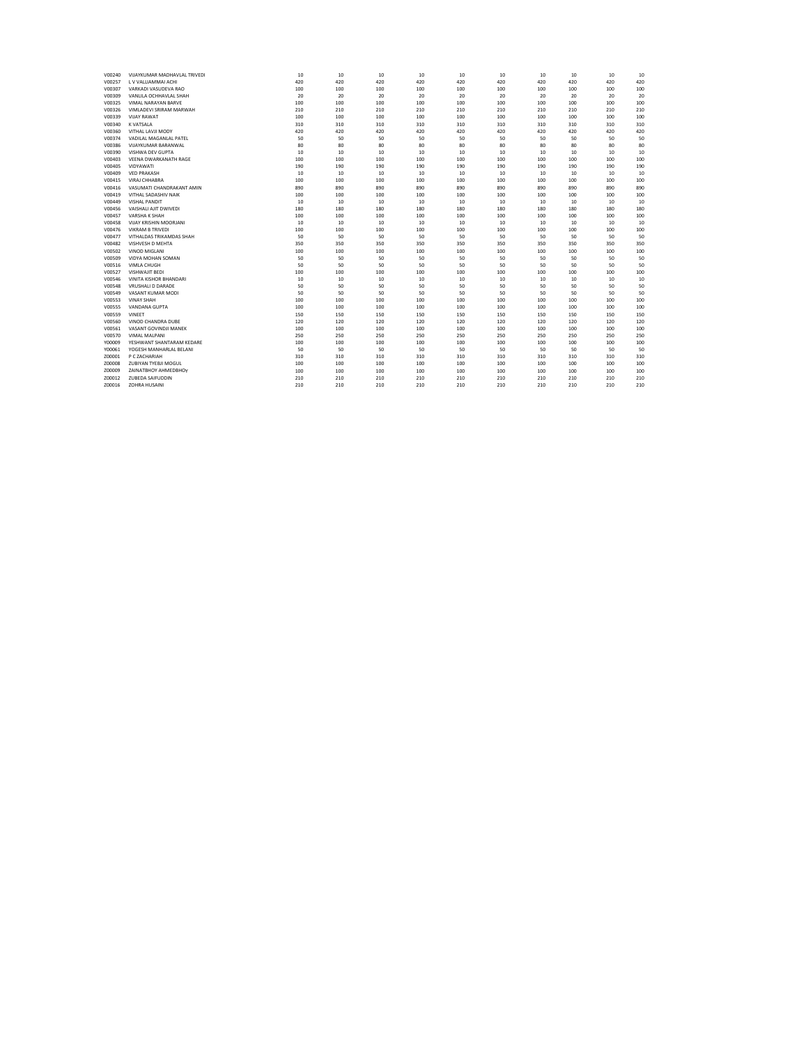| | | | | | | | | | | | |
|---|---|---|---|---|---|---|---|---|---|---|---|
| V00240 | VIJAYKUMAR MADHAVLAL TRIVEDI | 10 | 10 | 10 | 10 | 10 | 10 | 10 | 10 | 10 | 10 |
| V00257 | L V VALLIAMMAI ACHI | 420 | 420 | 420 | 420 | 420 | 420 | 420 | 420 | 420 | 420 |
| V00307 | VARKADI VASUDEVA RAO | 100 | 100 | 100 | 100 | 100 | 100 | 100 | 100 | 100 | 100 |
| V00309 | VANLILA OCHHAVLAL SHAH | 20 | 20 | 20 | 20 | 20 | 20 | 20 | 20 | 20 | 20 |
| V00325 | VIMAL NARAYAN BARVE | 100 | 100 | 100 | 100 | 100 | 100 | 100 | 100 | 100 | 100 |
| V00326 | VIMLADEVI SRIRAM MARWAH | 210 | 210 | 210 | 210 | 210 | 210 | 210 | 210 | 210 | 210 |
| V00339 | VIJAY RAWAT | 100 | 100 | 100 | 100 | 100 | 100 | 100 | 100 | 100 | 100 |
| V00340 | K VATSALA | 310 | 310 | 310 | 310 | 310 | 310 | 310 | 310 | 310 | 310 |
| V00360 | VITHAL LAVJI MODY | 420 | 420 | 420 | 420 | 420 | 420 | 420 | 420 | 420 | 420 |
| V00374 | VADILAL MAGANLAL PATEL | 50 | 50 | 50 | 50 | 50 | 50 | 50 | 50 | 50 | 50 |
| V00386 | VIJAYKUMAR BARANWAL | 80 | 80 | 80 | 80 | 80 | 80 | 80 | 80 | 80 | 80 |
| V00390 | VISHWA DEV GUPTA | 10 | 10 | 10 | 10 | 10 | 10 | 10 | 10 | 10 | 10 |
| V00403 | VEENA DWARKANATH RAGE | 100 | 100 | 100 | 100 | 100 | 100 | 100 | 100 | 100 | 100 |
| V00405 | VIDYAWATI | 190 | 190 | 190 | 190 | 190 | 190 | 190 | 190 | 190 | 190 |
| V00409 | VED PRAKASH | 10 | 10 | 10 | 10 | 10 | 10 | 10 | 10 | 10 | 10 |
| V00415 | VIRAJ CHHABRA | 100 | 100 | 100 | 100 | 100 | 100 | 100 | 100 | 100 | 100 |
| V00416 | VASUMATI CHANDRAKANT AMIN | 890 | 890 | 890 | 890 | 890 | 890 | 890 | 890 | 890 | 890 |
| V00419 | VITHAL SADASHIV NAIK | 100 | 100 | 100 | 100 | 100 | 100 | 100 | 100 | 100 | 100 |
| V00449 | VISHAL PANDIT | 10 | 10 | 10 | 10 | 10 | 10 | 10 | 10 | 10 | 10 |
| V00456 | VAISHALI AJIT DWIVEDI | 180 | 180 | 180 | 180 | 180 | 180 | 180 | 180 | 180 | 180 |
| V00457 | VARSHA K SHAH | 100 | 100 | 100 | 100 | 100 | 100 | 100 | 100 | 100 | 100 |
| V00458 | VIJAY KRISHIN MOORJANI | 10 | 10 | 10 | 10 | 10 | 10 | 10 | 10 | 10 | 10 |
| V00476 | VIKRAM B TRIVEDI | 100 | 100 | 100 | 100 | 100 | 100 | 100 | 100 | 100 | 100 |
| V00477 | VITHALDAS TRIKAMDAS SHAH | 50 | 50 | 50 | 50 | 50 | 50 | 50 | 50 | 50 | 50 |
| V00482 | VISHVESH D MEHTA | 350 | 350 | 350 | 350 | 350 | 350 | 350 | 350 | 350 | 350 |
| V00502 | VINOD MIGLANI | 100 | 100 | 100 | 100 | 100 | 100 | 100 | 100 | 100 | 100 |
| V00509 | VIDYA MOHAN SOMAN | 50 | 50 | 50 | 50 | 50 | 50 | 50 | 50 | 50 | 50 |
| V00516 | VIMLA CHUGH | 50 | 50 | 50 | 50 | 50 | 50 | 50 | 50 | 50 | 50 |
| V00527 | VISHWAJIT BEDI | 100 | 100 | 100 | 100 | 100 | 100 | 100 | 100 | 100 | 100 |
| V00546 | VINITA KISHOR BHANDARI | 10 | 10 | 10 | 10 | 10 | 10 | 10 | 10 | 10 | 10 |
| V00548 | VRUSHALI D DARADE | 50 | 50 | 50 | 50 | 50 | 50 | 50 | 50 | 50 | 50 |
| V00549 | VASANT KUMAR MODI | 50 | 50 | 50 | 50 | 50 | 50 | 50 | 50 | 50 | 50 |
| V00553 | VINAY SHAH | 100 | 100 | 100 | 100 | 100 | 100 | 100 | 100 | 100 | 100 |
| V00555 | VANDANA GUPTA | 100 | 100 | 100 | 100 | 100 | 100 | 100 | 100 | 100 | 100 |
| V00559 | VINEET | 150 | 150 | 150 | 150 | 150 | 150 | 150 | 150 | 150 | 150 |
| V00560 | VINOD CHANDRA DUBE | 120 | 120 | 120 | 120 | 120 | 120 | 120 | 120 | 120 | 120 |
| V00561 | VASANT GOVINDJI MANEK | 100 | 100 | 100 | 100 | 100 | 100 | 100 | 100 | 100 | 100 |
| V00570 | VIMAL MALPANI | 250 | 250 | 250 | 250 | 250 | 250 | 250 | 250 | 250 | 250 |
| Y00009 | YESHWANT SHANTARAM KEDARE | 100 | 100 | 100 | 100 | 100 | 100 | 100 | 100 | 100 | 100 |
| Y00061 | YOGESH MANHARLAL BELANI | 50 | 50 | 50 | 50 | 50 | 50 | 50 | 50 | 50 | 50 |
| Z00001 | P C ZACHARIAH | 310 | 310 | 310 | 310 | 310 | 310 | 310 | 310 | 310 | 310 |
| Z00008 | ZUBIYAN TYEBJI MOGUL | 100 | 100 | 100 | 100 | 100 | 100 | 100 | 100 | 100 | 100 |
| Z00009 | ZAINATBHOY AHMEDBHOy | 100 | 100 | 100 | 100 | 100 | 100 | 100 | 100 | 100 | 100 |
| Z00012 | ZUBEDA SAIFUDDIN | 210 | 210 | 210 | 210 | 210 | 210 | 210 | 210 | 210 | 210 |
| Z00016 | ZOHRA HUSAINI | 210 | 210 | 210 | 210 | 210 | 210 | 210 | 210 | 210 | 210 |